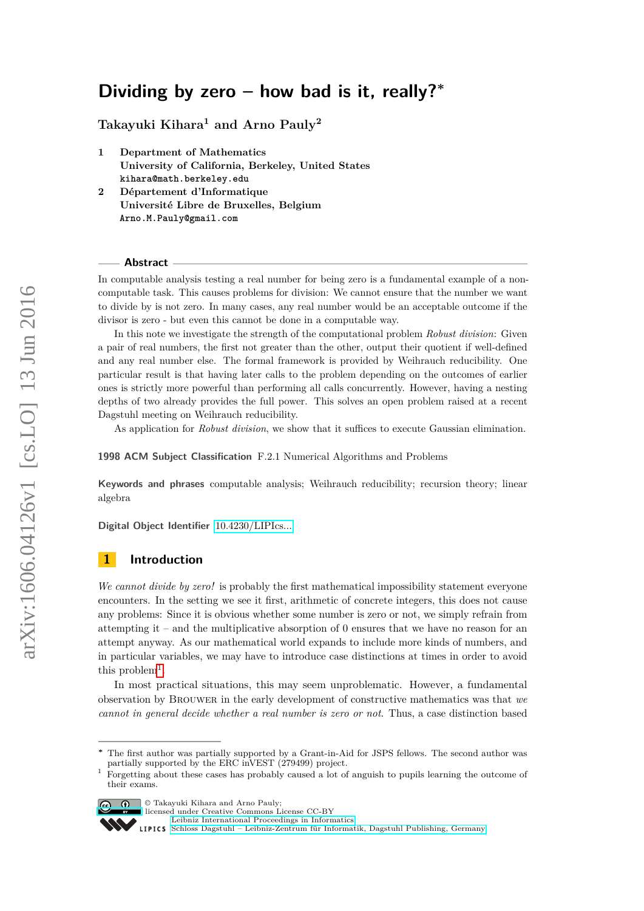# Dividing by zero – how bad is it, really?*

**Takayuki Kihara[1] and Arno Pauly[2]**

1 **Department of Mathematics**
**University of California, Berkeley, United States**
`kihara@math.berkeley.edu`

2 **Département d'Informatique**
**Université Libre de Bruxelles, Belgium**
`Arno.M.Pauly@gmail.com`

## Abstract

In computable analysis testing a real number for being zero is a fundamental example of a non-computable task. This causes problems for division: We cannot ensure that the number we want to divide by is not zero. In many cases, any real number would be an acceptable outcome if the divisor is zero - but even this cannot be done in a computable way.

In this note we investigate the strength of the computational problem *Robust division*: Given a pair of real numbers, the first not greater than the other, output their quotient if well-defined and any real number else. The formal framework is provided by Weihrauch reducibility. One particular result is that having later calls to the problem depending on the outcomes of earlier ones is strictly more powerful than performing all calls concurrently. However, having a nesting depths of two already provides the full power. This solves an open problem raised at a recent Dagstuhl meeting on Weihrauch reducibility.

As application for *Robust division*, we show that it suffices to execute Gaussian elimination.

**1998 ACM Subject Classification** F.2.1 Numerical Algorithms and Problems

**Keywords and phrases** computable analysis; Weihrauch reducibility; recursion theory; linear algebra

**Digital Object Identifier** 10.4230/LIPIcs...

## 1 Introduction

*We cannot divide by zero!* is probably the first mathematical impossibility statement everyone encounters. In the setting we see it first, arithmetic of concrete integers, this does not cause any problems: Since it is obvious whether some number is zero or not, we simply refrain from attempting it – and the multiplicative absorption of 0 ensures that we have no reason for an attempt anyway. As our mathematical world expands to include more kinds of numbers, and in particular variables, we may have to introduce case distinctions at times in order to avoid this problem[1].

In most practical situations, this may seem unproblematic. However, a fundamental observation by Brouwer in the early development of constructive mathematics was that *we cannot in general decide whether a real number is zero or not.* Thus, a case distinction based

* The first author was partially supported by a Grant-in-Aid for JSPS fellows. The second author was partially supported by the ERC inVEST (279499) project.

[1] Forgetting about these cases has probably caused a lot of anguish to pupils learning the outcome of their exams.

© Takayuki Kihara and Arno Pauly;
licensed under Creative Commons License CC-BY
Leibniz International Proceedings in Informatics
Schloss Dagstuhl – Leibniz-Zentrum für Informatik, Dagstuhl Publishing, Germany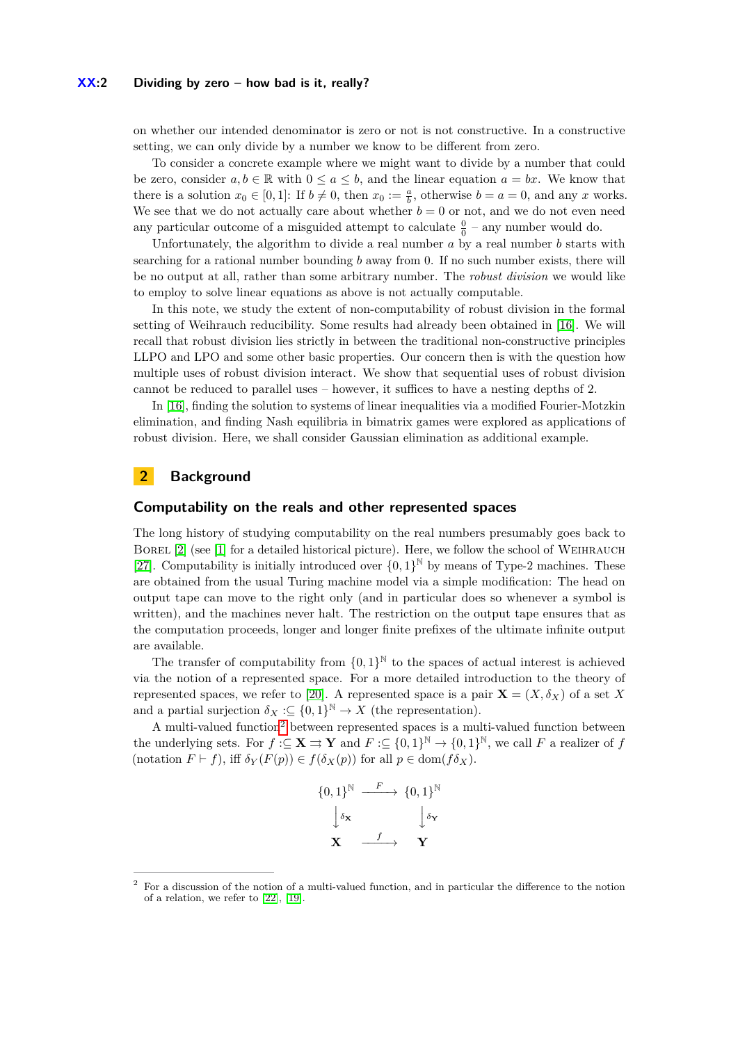on whether our intended denominator is zero or not is not constructive. In a constructive setting, we can only divide by a number we know to be different from zero.

To consider a concrete example where we might want to divide by a number that could be zero, consider $a, b \in \mathbb{R}$ with $0 \leq a \leq b$, and the linear equation $a = bx$. We know that there is a solution $x_0 \in [0, 1]$: If $b \neq 0$, then $x_0 := \frac{a}{b}$, otherwise $b = a = 0$, and any $x$ works. We see that we do not actually care about whether $b = 0$ or not, and we do not even need any particular outcome of a misguided attempt to calculate $\frac{0}{0}$ – any number would do.

Unfortunately, the algorithm to divide a real number $a$ by a real number $b$ starts with searching for a rational number bounding $b$ away from 0. If no such number exists, there will be no output at all, rather than some arbitrary number. The *robust division* we would like to employ to solve linear equations as above is not actually computable.

In this note, we study the extent of non-computability of robust division in the formal setting of Weihrauch reducibility. Some results had already been obtained in [16]. We will recall that robust division lies strictly in between the traditional non-constructive principles LLPO and LPO and some other basic properties. Our concern then is with the question how multiple uses of robust division interact. We show that sequential uses of robust division cannot be reduced to parallel uses – however, it suffices to have a nesting depths of 2.

In [16], finding the solution to systems of linear inequalities via a modified Fourier-Motzkin elimination, and finding Nash equilibria in bimatrix games were explored as applications of robust division. Here, we shall consider Gaussian elimination as additional example.

# 2 Background

## Computability on the reals and other represented spaces

The long history of studying computability on the real numbers presumably goes back to Borel [2] (see [1] for a detailed historical picture). Here, we follow the school of Weihrauch [27]. Computability is initially introduced over $\{0, 1\}^{\mathbb{N}}$ by means of Type-2 machines. These are obtained from the usual Turing machine model via a simple modification: The head on output tape can move to the right only (and in particular does so whenever a symbol is written), and the machines never halt. The restriction on the output tape ensures that as the computation proceeds, longer and longer finite prefixes of the ultimate infinite output are available.

The transfer of computability from $\{0, 1\}^{\mathbb{N}}$ to the spaces of actual interest is achieved via the notion of a represented space. For a more detailed introduction to the theory of represented spaces, we refer to [20]. A represented space is a pair $\mathbf{X} = (X, \delta_X)$ of a set $X$ and a partial surjection $\delta_X :\subseteq \{0, 1\}^{\mathbb{N}} \to X$ (the representation).

A multi-valued function[2] between represented spaces is a multi-valued function between the underlying sets. For $f :\subseteq \mathbf{X} \rightrightarrows \mathbf{Y}$ and $F :\subseteq \{0, 1\}^{\mathbb{N}} \to \{0, 1\}^{\mathbb{N}}$, we call $F$ a realizer of $f$ (notation $F \vdash f$), iff $\delta_Y(F(p)) \in f(\delta_X(p))$ for all $p \in \text{dom}(f\delta_X)$.

$$\begin{array}{ccc}
\{0,1\}^{\mathbb{N}} & \xrightarrow{F} & \{0,1\}^{\mathbb{N}} \\
\downarrow \delta_{\mathbf{X}} & & \downarrow \delta_{\mathbf{Y}} \\
\mathbf{X} & \xrightarrow{f} & \mathbf{Y}
\end{array}$$

[2] For a discussion of the notion of a multi-valued function, and in particular the difference to the notion of a relation, we refer to [22], [19].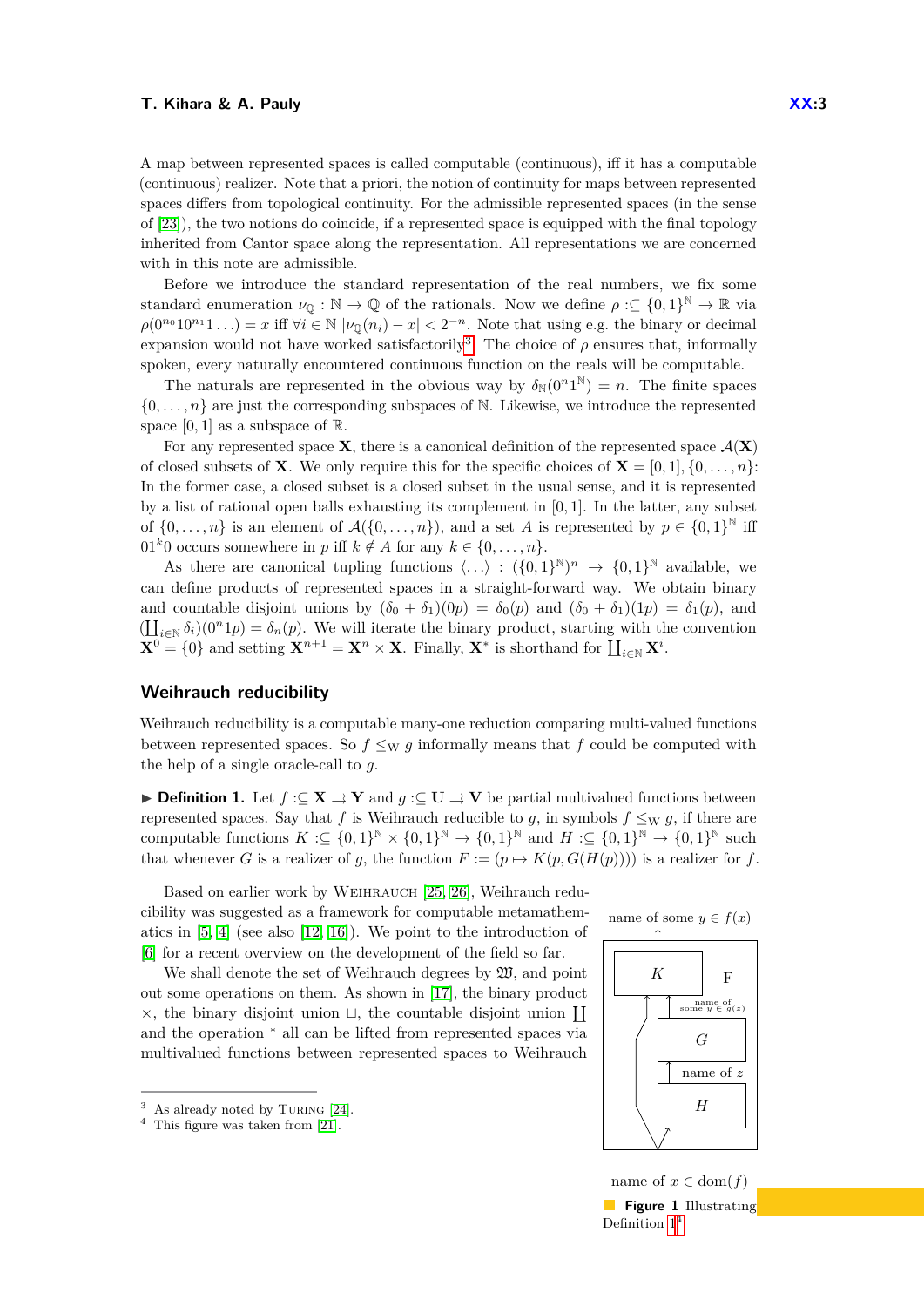A map between represented spaces is called computable (continuous), iff it has a computable (continuous) realizer. Note that a priori, the notion of continuity for maps between represented spaces differs from topological continuity. For the admissible represented spaces (in the sense of [23]), the two notions do coincide, if a represented space is equipped with the final topology inherited from Cantor space along the representation. All representations we are concerned with in this note are admissible.

Before we introduce the standard representation of the real numbers, we fix some standard enumeration $\nu_\mathbb{Q} : \mathbb{N} \to \mathbb{Q}$ of the rationals. Now we define $\rho :\subseteq \{0,1\}^\mathbb{N} \to \mathbb{R}$ via $\rho(0^{n_0}10^{n_1}1\ldots) = x$ iff $\forall i \in \mathbb{N}\ |\nu_\mathbb{Q}(n_i) - x| < 2^{-n}$. Note that using e.g. the binary or decimal expansion would not have worked satisfactorily[3]. The choice of $\rho$ ensures that, informally spoken, every naturally encountered continuous function on the reals will be computable.

The naturals are represented in the obvious way by $\delta_\mathbb{N}(0^n1^\mathbb{N}) = n$. The finite spaces $\{0,\ldots,n\}$ are just the corresponding subspaces of $\mathbb{N}$. Likewise, we introduce the represented space $[0,1]$ as a subspace of $\mathbb{R}$.

For any represented space $\mathbf{X}$, there is a canonical definition of the represented space $\mathcal{A}(\mathbf{X})$ of closed subsets of $\mathbf{X}$. We only require this for the specific choices of $\mathbf{X} = [0,1], \{0,\ldots,n\}$: In the former case, a closed subset is a closed subset in the usual sense, and it is represented by a list of rational open balls exhausting its complement in $[0,1]$. In the latter, any subset of $\{0,\ldots,n\}$ is an element of $\mathcal{A}(\{0,\ldots,n\})$, and a set $A$ is represented by $p \in \{0,1\}^\mathbb{N}$ iff $01^k0$ occurs somewhere in $p$ iff $k \notin A$ for any $k \in \{0,\ldots,n\}$.

As there are canonical tupling functions $\langle\ldots\rangle : (\{0,1\}^\mathbb{N})^n \to \{0,1\}^\mathbb{N}$ available, we can define products of represented spaces in a straight-forward way. We obtain binary and countable disjoint unions by $(\delta_0 + \delta_1)(0p) = \delta_0(p)$ and $(\delta_0 + \delta_1)(1p) = \delta_1(p)$, and $(\coprod_{i\in\mathbb{N}} \delta_i)(0^n1p) = \delta_n(p)$. We will iterate the binary product, starting with the convention $\mathbf{X}^0 = \{0\}$ and setting $\mathbf{X}^{n+1} = \mathbf{X}^n \times \mathbf{X}$. Finally, $\mathbf{X}^*$ is shorthand for $\coprod_{i\in\mathbb{N}} \mathbf{X}^i$.

## Weihrauch reducibility

Weihrauch reducibility is a computable many-one reduction comparing multi-valued functions between represented spaces. So $f \leq_\mathrm{W} g$ informally means that $f$ could be computed with the help of a single oracle-call to $g$.

▶ **Definition 1.** Let $f :\subseteq \mathbf{X} \rightrightarrows \mathbf{Y}$ and $g :\subseteq \mathbf{U} \rightrightarrows \mathbf{V}$ be partial multivalued functions between represented spaces. Say that $f$ is Weihrauch reducible to $g$, in symbols $f \leq_\mathrm{W} g$, if there are computable functions $K :\subseteq \{0,1\}^\mathbb{N} \times \{0,1\}^\mathbb{N} \to \{0,1\}^\mathbb{N}$ and $H :\subseteq \{0,1\}^\mathbb{N} \to \{0,1\}^\mathbb{N}$ such that whenever $G$ is a realizer of $g$, the function $F := (p \mapsto K(p, G(H(p))))$ is a realizer for $f$.

Based on earlier work by Weihrauch [25, 26], Weihrauch reducibility was suggested as a framework for computable metamathematics in [5, 4] (see also [12, 16]). We point to the introduction of [6] for a recent overview on the development of the field so far.

We shall denote the set of Weihrauch degrees by $\mathfrak{W}$, and point out some operations on them. As shown in [17], the binary product $\times$, the binary disjoint union $\sqcup$, the countable disjoint union $\coprod$ and the operation $^*$ all can be lifted from represented spaces via multivalued functions between represented spaces to Weihrauch

name of some $y \in f(x)$ | $K$ | F | name of some $y \in g(z)$ | $G$ | name of $z$ | $H$ | name of $x \in \mathrm{dom}(f)$

**Figure 1** Illustrating Definition 1[4]

[3] As already noted by Turing [24].

[4] This figure was taken from [21].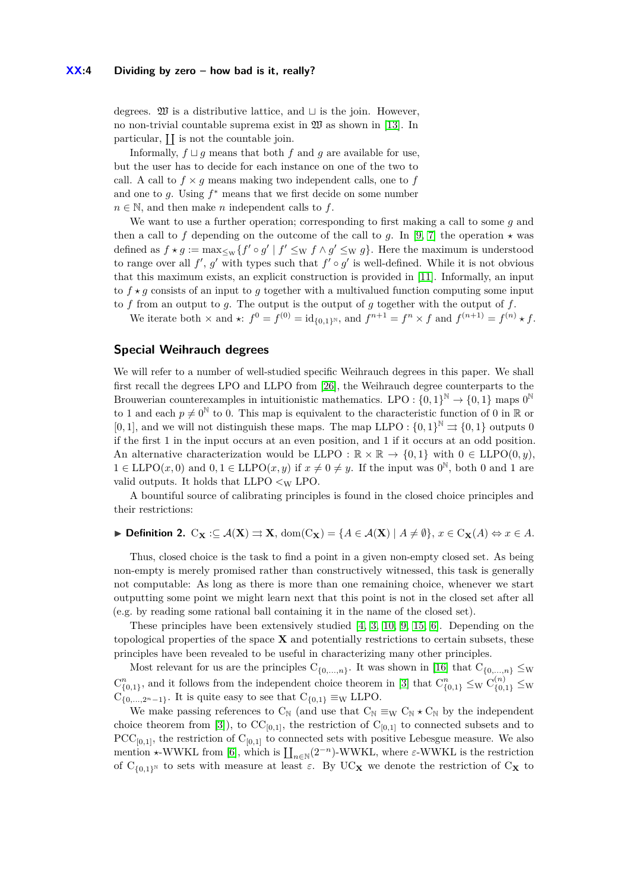degrees. $\mathfrak{W}$ is a distributive lattice, and $\sqcup$ is the join. However, no non-trivial countable suprema exist in $\mathfrak{W}$ as shown in [13]. In particular, $\coprod$ is not the countable join.

Informally, $f \sqcup g$ means that both $f$ and $g$ are available for use, but the user has to decide for each instance on one of the two to call. A call to $f \times g$ means making two independent calls, one to $f$ and one to $g$. Using $f^*$ means that we first decide on some number $n \in \mathbb{N}$, and then make $n$ independent calls to $f$.

We want to use a further operation; corresponding to first making a call to some $g$ and then a call to $f$ depending on the outcome of the call to $g$. In [9, 7] the operation $\star$ was defined as $f \star g := \max_{\leq_W}\{f' \circ g' \mid f' \leq_W f \wedge g' \leq_W g\}$. Here the maximum is understood to range over all $f'$, $g'$ with types such that $f' \circ g'$ is well-defined. While it is not obvious that this maximum exists, an explicit construction is provided in [11]. Informally, an input to $f \star g$ consists of an input to $g$ together with a multivalued function computing some input to $f$ from an output to $g$. The output is the output of $g$ together with the output of $f$.

We iterate both $\times$ and $\star$: $f^0 = f^{(0)} = \mathrm{id}_{\{0,1\}^\mathbb{N}}$, and $f^{n+1} = f^n \times f$ and $f^{(n+1)} = f^{(n)} \star f$.

## Special Weihrauch degrees

We will refer to a number of well-studied specific Weihrauch degrees in this paper. We shall first recall the degrees LPO and LLPO from [26], the Weihrauch degree counterparts to the Brouwerian counterexamples in intuitionistic mathematics. $\mathrm{LPO} : \{0,1\}^\mathbb{N} \to \{0,1\}$ maps $0^\mathbb{N}$ to 1 and each $p \neq 0^\mathbb{N}$ to 0. This map is equivalent to the characteristic function of 0 in $\mathbb{R}$ or $[0,1]$, and we will not distinguish these maps. The map $\mathrm{LLPO} : \{0,1\}^\mathbb{N} \rightrightarrows \{0,1\}$ outputs 0 if the first 1 in the input occurs at an even position, and 1 if it occurs at an odd position. An alternative characterization would be $\mathrm{LLPO} : \mathbb{R} \times \mathbb{R} \to \{0,1\}$ with $0 \in \mathrm{LLPO}(0,y)$, $1 \in \mathrm{LLPO}(x,0)$ and $0, 1 \in \mathrm{LLPO}(x,y)$ if $x \neq 0 \neq y$. If the input was $0^\mathbb{N}$, both 0 and 1 are valid outputs. It holds that $\mathrm{LLPO} <_W \mathrm{LPO}$.

A bountiful source of calibrating principles is found in the closed choice principles and their restrictions:

▶ **Definition 2.** $\mathrm{C}_\mathbf{X} :\subseteq \mathcal{A}(\mathbf{X}) \rightrightarrows \mathbf{X}$, $\mathrm{dom}(\mathrm{C}_\mathbf{X}) = \{A \in \mathcal{A}(\mathbf{X}) \mid A \neq \emptyset\}$, $x \in \mathrm{C}_\mathbf{X}(A) \Leftrightarrow x \in A$.

Thus, closed choice is the task to find a point in a given non-empty closed set. As being non-empty is merely promised rather than constructively witnessed, this task is generally not computable: As long as there is more than one remaining choice, whenever we start outputting some point we might learn next that this point is not in the closed set after all (e.g. by reading some rational ball containing it in the name of the closed set).

These principles have been extensively studied [4, 3, 10, 9, 15, 6]. Depending on the topological properties of the space $\mathbf{X}$ and potentially restrictions to certain subsets, these principles have been revealed to be useful in characterizing many other principles.

Most relevant for us are the principles $\mathrm{C}_{\{0,\ldots,n\}}$. It was shown in [16] that $\mathrm{C}_{\{0,\ldots,n\}} \leq_W \mathrm{C}^n_{\{0,1\}}$, and it follows from the independent choice theorem in [3] that $\mathrm{C}^n_{\{0,1\}} \leq_W \mathrm{C}^{(n)}_{\{0,1\}} \leq_W \mathrm{C}_{\{0,\ldots,2^n-1\}}$. It is quite easy to see that $\mathrm{C}_{\{0,1\}} \equiv_W \mathrm{LLPO}$.

We make passing references to $\mathrm{C}_\mathbb{N}$ (and use that $\mathrm{C}_\mathbb{N} \equiv_W \mathrm{C}_\mathbb{N} \star \mathrm{C}_\mathbb{N}$ by the independent choice theorem from [3]), to $\mathrm{CC}_{[0,1]}$, the restriction of $\mathrm{C}_{[0,1]}$ to connected subsets and to $\mathrm{PCC}_{[0,1]}$, the restriction of $\mathrm{C}_{[0,1]}$ to connected sets with positive Lebesgue measure. We also mention $\star$-WWKL from [6], which is $\coprod_{n \in \mathbb{N}}(2^{-n})$-WWKL, where $\varepsilon$-WWKL is the restriction of $\mathrm{C}_{\{0,1\}^\mathbb{N}}$ to sets with measure at least $\varepsilon$. By $\mathrm{UC}_\mathbf{X}$ we denote the restriction of $\mathrm{C}_\mathbf{X}$ to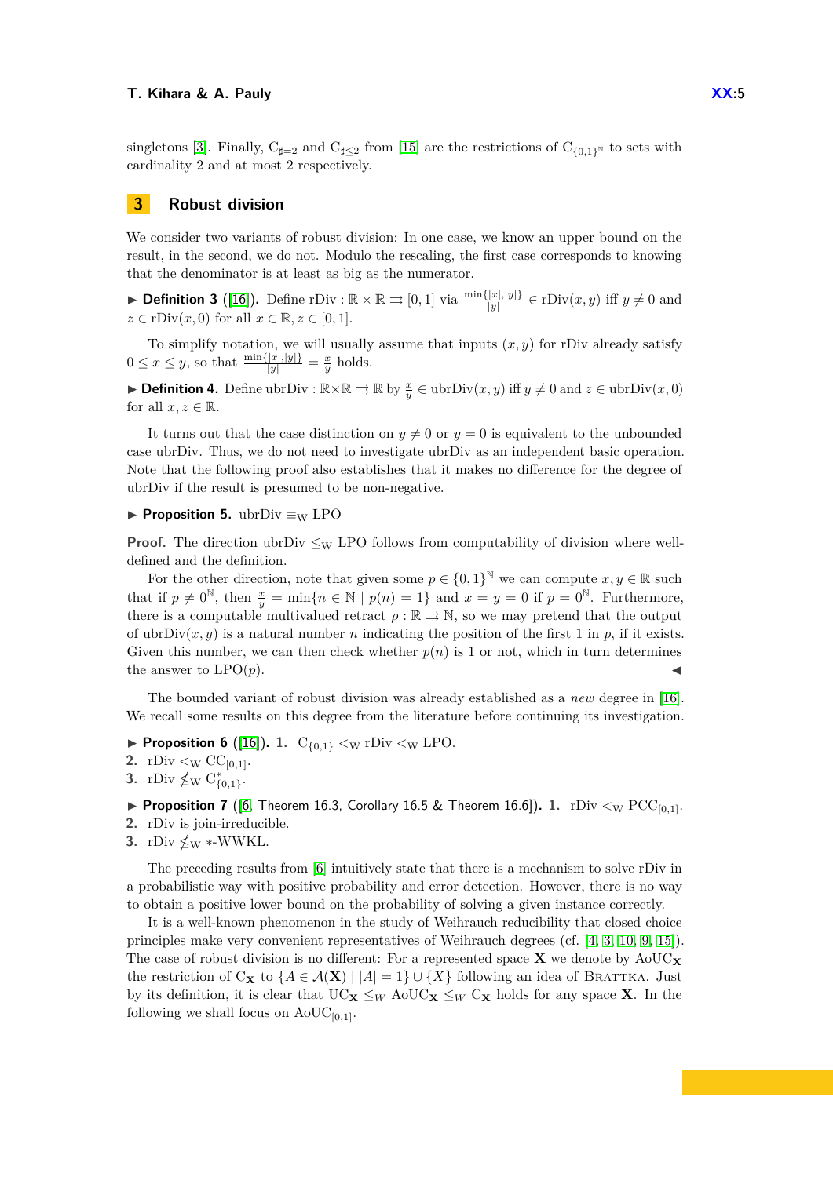singletons [3]. Finally, $\mathrm{C}_{\sharp=2}$ and $\mathrm{C}_{\sharp\leq 2}$ from [15] are the restrictions of $\mathrm{C}_{\{0,1\}^{\mathbb{N}}}$ to sets with cardinality 2 and at most 2 respectively.

## 3 Robust division

We consider two variants of robust division: In one case, we know an upper bound on the result, in the second, we do not. Modulo the rescaling, the first case corresponds to knowing that the denominator is at least as big as the numerator.

▶ **Definition 3** ([16]). Define $\mathrm{rDiv} : \mathbb{R} \times \mathbb{R} \rightrightarrows [0,1]$ via $\frac{\min\{|x|,|y|\}}{|y|} \in \mathrm{rDiv}(x,y)$ iff $y \neq 0$ and $z \in \mathrm{rDiv}(x,0)$ for all $x \in \mathbb{R}, z \in [0,1]$.

To simplify notation, we will usually assume that inputs $(x,y)$ for rDiv already satisfy $0 \leq x \leq y$, so that $\frac{\min\{|x|,|y|\}}{|y|} = \frac{x}{y}$ holds.

▶ **Definition 4.** Define $\mathrm{ubrDiv} : \mathbb{R} \times \mathbb{R} \rightrightarrows \mathbb{R}$ by $\frac{x}{y} \in \mathrm{ubrDiv}(x,y)$ iff $y \neq 0$ and $z \in \mathrm{ubrDiv}(x,0)$ for all $x, z \in \mathbb{R}$.

It turns out that the case distinction on $y \neq 0$ or $y = 0$ is equivalent to the unbounded case ubrDiv. Thus, we do not need to investigate ubrDiv as an independent basic operation. Note that the following proof also establishes that it makes no difference for the degree of ubrDiv if the result is presumed to be non-negative.

▶ **Proposition 5.** $\mathrm{ubrDiv} \equiv_{\mathrm{W}} \mathrm{LPO}$

**Proof.** The direction $\mathrm{ubrDiv} \leq_{\mathrm{W}} \mathrm{LPO}$ follows from computability of division where well-defined and the definition.

For the other direction, note that given some $p \in \{0,1\}^{\mathbb{N}}$ we can compute $x, y \in \mathbb{R}$ such that if $p \neq 0^{\mathbb{N}}$, then $\frac{x}{y} = \min\{n \in \mathbb{N} \mid p(n) = 1\}$ and $x = y = 0$ if $p = 0^{\mathbb{N}}$. Furthermore, there is a computable multivalued retract $\rho : \mathbb{R} \rightrightarrows \mathbb{N}$, so we may pretend that the output of $\mathrm{ubrDiv}(x,y)$ is a natural number $n$ indicating the position of the first 1 in $p$, if it exists. Given this number, we can then check whether $p(n)$ is 1 or not, which in turn determines the answer to $\mathrm{LPO}(p)$. ◀

The bounded variant of robust division was already established as a *new* degree in [16]. We recall some results on this degree from the literature before continuing its investigation.

▶ **Proposition 6** ([16]). **1.** $\mathrm{C}_{\{0,1\}} <_{\mathrm{W}} \mathrm{rDiv} <_{\mathrm{W}} \mathrm{LPO}$.
**2.** $\mathrm{rDiv} <_{\mathrm{W}} \mathrm{CC}_{[0,1]}$.
**3.** $\mathrm{rDiv} \nleq_{\mathrm{W}} \mathrm{C}^*_{\{0,1\}}$.

▶ **Proposition 7** ([6, Theorem 16.3, Corollary 16.5 & Theorem 16.6]). **1.** $\mathrm{rDiv} <_{\mathrm{W}} \mathrm{PCC}_{[0,1]}$.
**2.** rDiv is join-irreducible.
**3.** $\mathrm{rDiv} \nleq_{\mathrm{W}} *\text{-WWKL}$.

The preceding results from [6] intuitively state that there is a mechanism to solve rDiv in a probabilistic way with positive probability and error detection. However, there is no way to obtain a positive lower bound on the probability of solving a given instance correctly.

It is a well-known phenomenon in the study of Weihrauch reducibility that closed choice principles make very convenient representatives of Weihrauch degrees (cf. [4, 3, 10, 9, 15]). The case of robust division is no different: For a represented space $\mathbf{X}$ we denote by $\mathrm{AoUC}_{\mathbf{X}}$ the restriction of $\mathrm{C}_{\mathbf{X}}$ to $\{A \in \mathcal{A}(\mathbf{X}) \mid |A| = 1\} \cup \{X\}$ following an idea of Brattka. Just by its definition, it is clear that $\mathrm{UC}_{\mathbf{X}} \leq_W \mathrm{AoUC}_{\mathbf{X}} \leq_W \mathrm{C}_{\mathbf{X}}$ holds for any space $\mathbf{X}$. In the following we shall focus on $\mathrm{AoUC}_{[0,1]}$.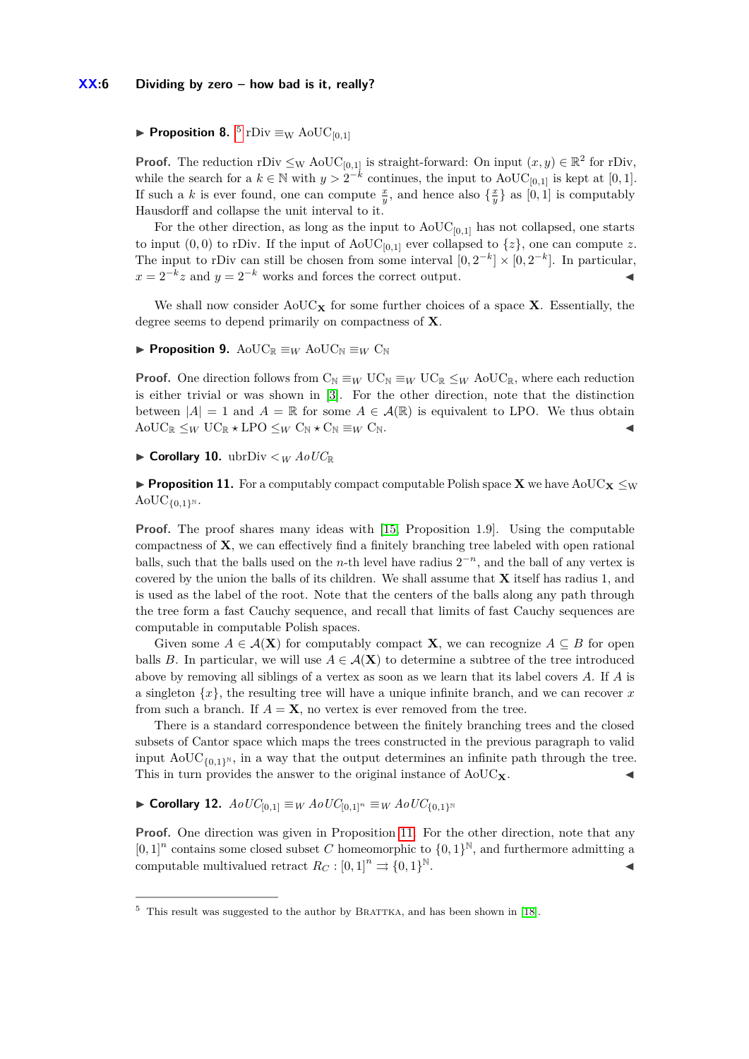▶ **Proposition 8.** [5] $\mathrm{rDiv} \equiv_{\mathrm{W}} \mathrm{AoUC}_{[0,1]}$

**Proof.** The reduction $\mathrm{rDiv} \leq_{\mathrm{W}} \mathrm{AoUC}_{[0,1]}$ is straight-forward: On input $(x, y) \in \mathbb{R}^2$ for rDiv, while the search for a $k \in \mathbb{N}$ with $y > 2^{-k}$ continues, the input to $\mathrm{AoUC}_{[0,1]}$ is kept at $[0, 1]$. If such a $k$ is ever found, one can compute $\frac{x}{y}$, and hence also $\{\frac{x}{y}\}$ as $[0, 1]$ is computably Hausdorff and collapse the unit interval to it.

For the other direction, as long as the input to $\mathrm{AoUC}_{[0,1]}$ has not collapsed, one starts to input $(0, 0)$ to rDiv. If the input of $\mathrm{AoUC}_{[0,1]}$ ever collapsed to $\{z\}$, one can compute $z$. The input to rDiv can still be chosen from some interval $[0, 2^{-k}] \times [0, 2^{-k}]$. In particular, $x = 2^{-k}z$ and $y = 2^{-k}$ works and forces the correct output. ◀

We shall now consider $\mathrm{AoUC}_{\mathbf{X}}$ for some further choices of a space $\mathbf{X}$. Essentially, the degree seems to depend primarily on compactness of $\mathbf{X}$.

▶ **Proposition 9.** $\mathrm{AoUC}_{\mathbb{R}} \equiv_W \mathrm{AoUC}_{\mathbb{N}} \equiv_W \mathrm{C}_{\mathbb{N}}$

**Proof.** One direction follows from $\mathrm{C}_{\mathbb{N}} \equiv_W \mathrm{UC}_{\mathbb{N}} \equiv_W \mathrm{UC}_{\mathbb{R}} \leq_W \mathrm{AoUC}_{\mathbb{R}}$, where each reduction is either trivial or was shown in [3]. For the other direction, note that the distinction between $|A| = 1$ and $A = \mathbb{R}$ for some $A \in \mathcal{A}(\mathbb{R})$ is equivalent to LPO. We thus obtain $\mathrm{AoUC}_{\mathbb{R}} \leq_W \mathrm{UC}_{\mathbb{R}} \star \mathrm{LPO} \leq_W \mathrm{C}_{\mathbb{N}} \star \mathrm{C}_{\mathbb{N}} \equiv_W \mathrm{C}_{\mathbb{N}}$. ◀

▶ **Corollary 10.** $\mathrm{ubrDiv} <_W \mathit{AoUC}_{\mathbb{R}}$

▶ **Proposition 11.** For a computably compact computable Polish space $\mathbf{X}$ we have $\mathrm{AoUC}_{\mathbf{X}} \leq_{\mathrm{W}} \mathrm{AoUC}_{\{0,1\}^{\mathbb{N}}}$.

**Proof.** The proof shares many ideas with [15, Proposition 1.9]. Using the computable compactness of $\mathbf{X}$, we can effectively find a finitely branching tree labeled with open rational balls, such that the balls used on the $n$-th level have radius $2^{-n}$, and the ball of any vertex is covered by the union the balls of its children. We shall assume that $\mathbf{X}$ itself has radius 1, and is used as the label of the root. Note that the centers of the balls along any path through the tree form a fast Cauchy sequence, and recall that limits of fast Cauchy sequences are computable in computable Polish spaces.

Given some $A \in \mathcal{A}(\mathbf{X})$ for computably compact $\mathbf{X}$, we can recognize $A \subseteq B$ for open balls $B$. In particular, we will use $A \in \mathcal{A}(\mathbf{X})$ to determine a subtree of the tree introduced above by removing all siblings of a vertex as soon as we learn that its label covers $A$. If $A$ is a singleton $\{x\}$, the resulting tree will have a unique infinite branch, and we can recover $x$ from such a branch. If $A = \mathbf{X}$, no vertex is ever removed from the tree.

There is a standard correspondence between the finitely branching trees and the closed subsets of Cantor space which maps the trees constructed in the previous paragraph to valid input $\mathrm{AoUC}_{\{0,1\}^{\mathbb{N}}}$, in a way that the output determines an infinite path through the tree. This in turn provides the answer to the original instance of $\mathrm{AoUC}_{\mathbf{X}}$. ◀

▶ **Corollary 12.** $\mathit{AoUC}_{[0,1]} \equiv_W \mathit{AoUC}_{[0,1]^n} \equiv_W \mathit{AoUC}_{\{0,1\}^{\mathbb{N}}}$

**Proof.** One direction was given in Proposition 11. For the other direction, note that any $[0, 1]^n$ contains some closed subset $C$ homeomorphic to $\{0, 1\}^{\mathbb{N}}$, and furthermore admitting a computable multivalued retract $R_C : [0, 1]^n \rightrightarrows \{0, 1\}^{\mathbb{N}}$. ◀

---

[5] This result was suggested to the author by Brattka, and has been shown in [18].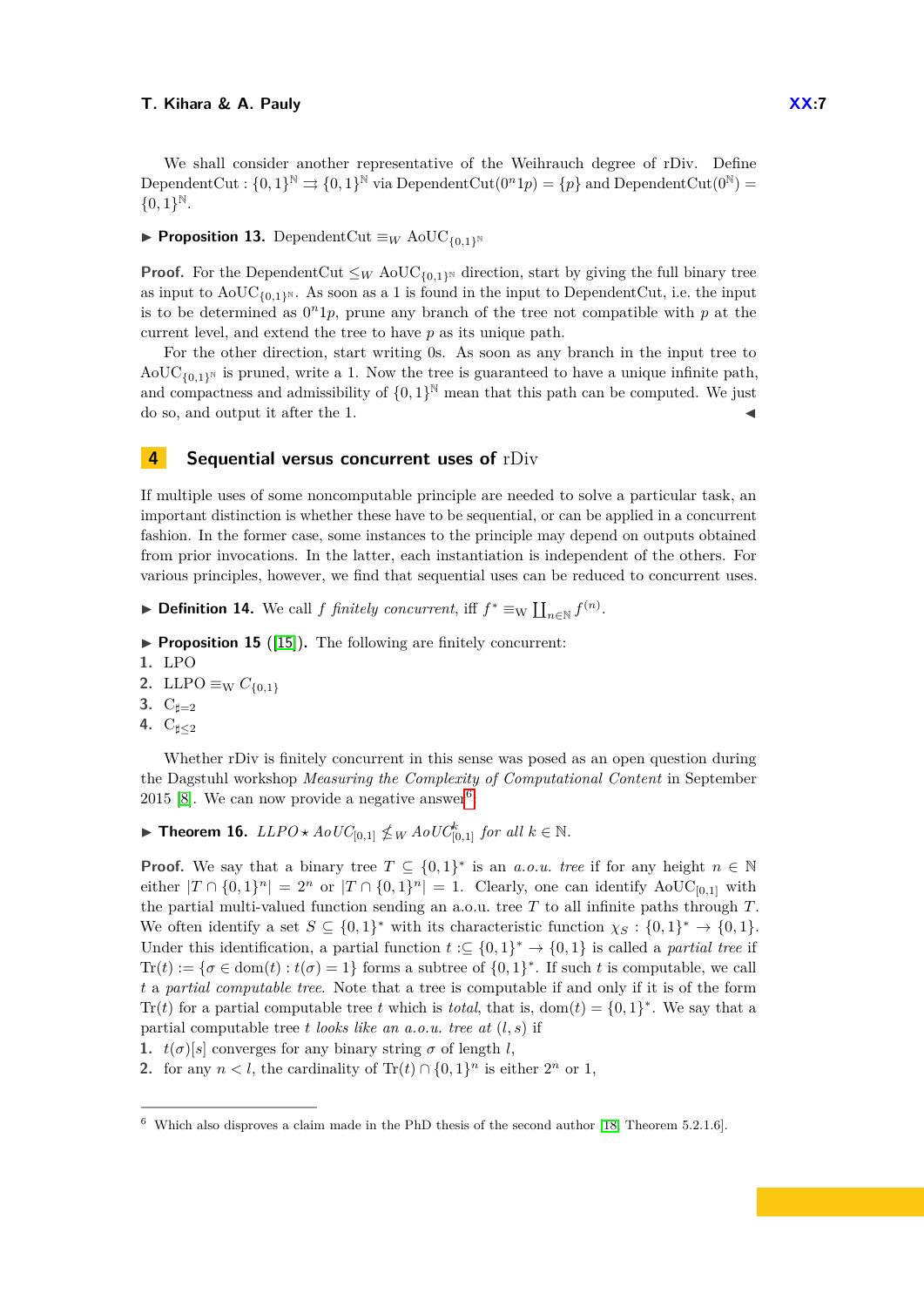We shall consider another representative of the Weihrauch degree of rDiv. Define $\mathrm{DependentCut} : \{0,1\}^{\mathbb{N}} \rightrightarrows \{0,1\}^{\mathbb{N}}$ via $\mathrm{DependentCut}(0^n 1 p) = \{p\}$ and $\mathrm{DependentCut}(0^{\mathbb{N}}) = \{0,1\}^{\mathbb{N}}$.

▶ **Proposition 13.** $\mathrm{DependentCut} \equiv_W \mathrm{AoUC}_{\{0,1\}^{\mathbb{N}}}$

**Proof.** For the $\mathrm{DependentCut} \leq_W \mathrm{AoUC}_{\{0,1\}^{\mathbb{N}}}$ direction, start by giving the full binary tree as input to $\mathrm{AoUC}_{\{0,1\}^{\mathbb{N}}}$. As soon as a 1 is found in the input to DependentCut, i.e. the input is to be determined as $0^n 1 p$, prune any branch of the tree not compatible with $p$ at the current level, and extend the tree to have $p$ as its unique path.

For the other direction, start writing 0s. As soon as any branch in the input tree to $\mathrm{AoUC}_{\{0,1\}^{\mathbb{N}}}$ is pruned, write a 1. Now the tree is guaranteed to have a unique infinite path, and compactness and admissibility of $\{0,1\}^{\mathbb{N}}$ mean that this path can be computed. We just do so, and output it after the 1. ◀

## 4 Sequential versus concurrent uses of rDiv

If multiple uses of some noncomputable principle are needed to solve a particular task, an important distinction is whether these have to be sequential, or can be applied in a concurrent fashion. In the former case, some instances to the principle may depend on outputs obtained from prior invocations. In the latter, each instantiation is independent of the others. For various principles, however, we find that sequential uses can be reduced to concurrent uses.

▶ **Definition 14.** We call $f$ *finitely concurrent*, iff $f^* \equiv_W \coprod_{n\in\mathbb{N}} f^{(n)}$.

▶ **Proposition 15** ([15]). The following are finitely concurrent:

1. LPO
2. $\mathrm{LLPO} \equiv_W C_{\{0,1\}}$
3. $\mathrm{C}_{\sharp=2}$
4. $\mathrm{C}_{\sharp\leq 2}$

Whether rDiv is finitely concurrent in this sense was posed as an open question during the Dagstuhl workshop *Measuring the Complexity of Computational Content* in September 2015 [8]. We can now provide a negative answer[6].

▶ **Theorem 16.** *$\mathrm{LLPO} \star \mathrm{AoUC}_{[0,1]} \not\leq_W \mathrm{AoUC}^k_{[0,1]}$ for all $k \in \mathbb{N}$.*

**Proof.** We say that a binary tree $T \subseteq \{0,1\}^*$ is an *a.o.u. tree* if for any height $n \in \mathbb{N}$ either $|T \cap \{0,1\}^n| = 2^n$ or $|T \cap \{0,1\}^n| = 1$. Clearly, one can identify $\mathrm{AoUC}_{[0,1]}$ with the partial multi-valued function sending an a.o.u. tree $T$ to all infinite paths through $T$. We often identify a set $S \subseteq \{0,1\}^*$ with its characteristic function $\chi_S : \{0,1\}^* \to \{0,1\}$. Under this identification, a partial function $t :\subseteq \{0,1\}^* \to \{0,1\}$ is called a *partial tree* if $\mathrm{Tr}(t) := \{\sigma \in \mathrm{dom}(t) : t(\sigma) = 1\}$ forms a subtree of $\{0,1\}^*$. If such $t$ is computable, we call $t$ a *partial computable tree*. Note that a tree is computable if and only if it is of the form $\mathrm{Tr}(t)$ for a partial computable tree $t$ which is *total*, that is, $\mathrm{dom}(t) = \{0,1\}^*$. We say that a partial computable tree $t$ *looks like an a.o.u. tree at* $(l,s)$ if

1. $t(\sigma)[s]$ converges for any binary string $\sigma$ of length $l$,
2. for any $n < l$, the cardinality of $\mathrm{Tr}(t) \cap \{0,1\}^n$ is either $2^n$ or 1,

[6] Which also disproves a claim made in the PhD thesis of the second author [18, Theorem 5.2.1.6].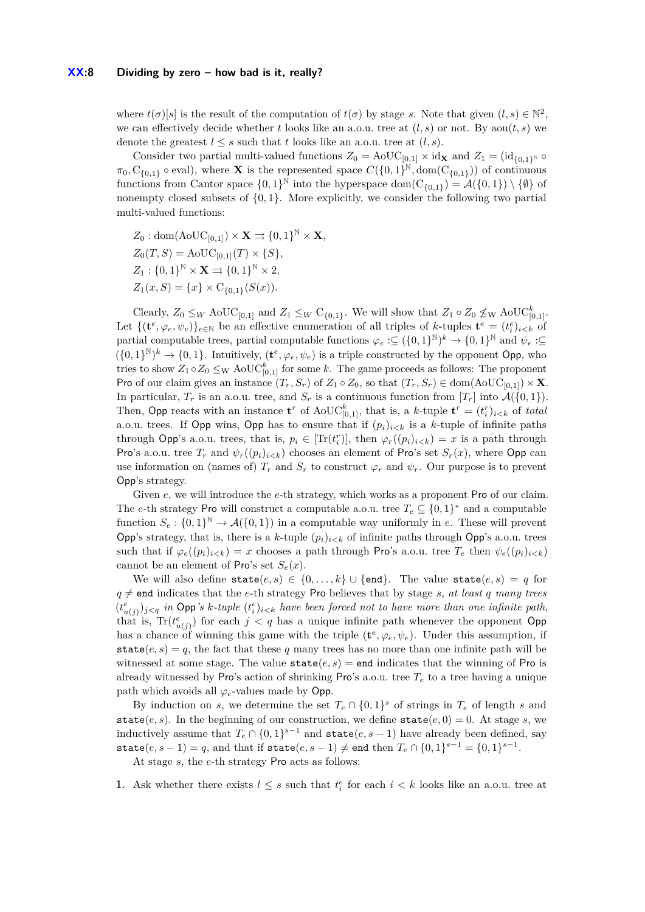where $t(\sigma)[s]$ is the result of the computation of $t(\sigma)$ by stage $s$. Note that given $(l,s) \in \mathbb{N}^2$, we can effectively decide whether $t$ looks like an a.o.u. tree at $(l,s)$ or not. By $\mathrm{aou}(t,s)$ we denote the greatest $l \leq s$ such that $t$ looks like an a.o.u. tree at $(l,s)$.

Consider two partial multi-valued functions $Z_0 = \mathrm{AoUC}_{[0,1]} \times \mathrm{id}_{\mathbf{X}}$ and $Z_1 = (\mathrm{id}_{\{0,1\}^{\mathbb{N}}} \circ \pi_0, \mathrm{C}_{\{0,1\}} \circ \mathrm{eval})$, where $\mathbf{X}$ is the represented space $C(\{0,1\}^{\mathbb{N}}, \mathrm{dom}(\mathrm{C}_{\{0,1\}}))$ of continuous functions from Cantor space $\{0,1\}^{\mathbb{N}}$ into the hyperspace $\mathrm{dom}(\mathrm{C}_{\{0,1\}}) = \mathcal{A}(\{0,1\}) \setminus \{\emptyset\}$ of nonempty closed subsets of $\{0,1\}$. More explicitly, we consider the following two partial multi-valued functions:

$$Z_0 : \mathrm{dom}(\mathrm{AoUC}_{[0,1]}) \times \mathbf{X} \rightrightarrows \{0,1\}^{\mathbb{N}} \times \mathbf{X},$$
$$Z_0(T,S) = \mathrm{AoUC}_{[0,1]}(T) \times \{S\},$$
$$Z_1 : \{0,1\}^{\mathbb{N}} \times \mathbf{X} \rightrightarrows \{0,1\}^{\mathbb{N}} \times 2,$$
$$Z_1(x,S) = \{x\} \times \mathrm{C}_{\{0,1\}}(S(x)).$$

Clearly, $Z_0 \leq_W \mathrm{AoUC}_{[0,1]}$ and $Z_1 \leq_W \mathrm{C}_{\{0,1\}}$. We will show that $Z_1 \circ Z_0 \not\leq_{\mathrm{W}} \mathrm{AoUC}^k_{[0,1]}$. Let $\{(\mathbf{t}^e, \varphi_e, \psi_e)\}_{e\in\mathbb{N}}$ be an effective enumeration of all triples of $k$-tuples $\mathbf{t}^e = (t^e_i)_{i<k}$ of partial computable trees, partial computable functions $\varphi_e :\subseteq (\{0,1\}^{\mathbb{N}})^k \to \{0,1\}^{\mathbb{N}}$ and $\psi_e :\subseteq (\{0,1\}^{\mathbb{N}})^k \to \{0,1\}$. Intuitively, $(\mathbf{t}^e, \varphi_e, \psi_e)$ is a triple constructed by the opponent Opp, who tries to show $Z_1 \circ Z_0 \leq_{\mathrm{W}} \mathrm{AoUC}^k_{[0,1]}$ for some $k$. The game proceeds as follows: The proponent Pro of our claim gives an instance $(T_r, S_r)$ of $Z_1 \circ Z_0$, so that $(T_r, S_r) \in \mathrm{dom}(\mathrm{AoUC}_{[0,1]}) \times \mathbf{X}$. In particular, $T_r$ is an a.o.u. tree, and $S_r$ is a continuous function from $[T_r]$ into $\mathcal{A}(\{0,1\})$. Then, Opp reacts with an instance $\mathbf{t}^r$ of $\mathrm{AoUC}^k_{[0,1]}$, that is, a $k$-tuple $\mathbf{t}^r = (t^r_i)_{i<k}$ of *total* a.o.u. trees. If Opp wins, Opp has to ensure that if $(p_i)_{i<k}$ is a $k$-tuple of infinite paths through Opp's a.o.u. trees, that is, $p_i \in [\mathrm{Tr}(t^r_i)]$, then $\varphi_r((p_i)_{i<k}) = x$ is a path through Pro's a.o.u. tree $T_r$ and $\psi_r((p_i)_{i<k})$ chooses an element of Pro's set $S_r(x)$, where Opp can use information on (names of) $T_r$ and $S_r$ to construct $\varphi_r$ and $\psi_r$. Our purpose is to prevent Opp's strategy.

Given $e$, we will introduce the $e$-th strategy, which works as a proponent Pro of our claim. The $e$-th strategy Pro will construct a computable a.o.u. tree $T_e \subseteq \{0,1\}^*$ and a computable function $S_e : \{0,1\}^{\mathbb{N}} \to \mathcal{A}(\{0,1\})$ in a computable way uniformly in $e$. These will prevent Opp's strategy, that is, there is a $k$-tuple $(p_i)_{i<k}$ of infinite paths through Opp's a.o.u. trees such that if $\varphi_e((p_i)_{i<k}) = x$ chooses a path through Pro's a.o.u. tree $T_e$ then $\psi_e((p_i)_{i<k})$ cannot be an element of Pro's set $S_e(x)$.

We will also define $\mathtt{state}(e,s) \in \{0,\dots,k\} \cup \{\mathtt{end}\}$. The value $\mathtt{state}(e,s) = q$ for $q \neq \mathtt{end}$ indicates that the $e$-th strategy Pro believes that by stage $s$, *at least $q$ many trees $(t^e_{u(j)})_{j<q}$ in Opp's $k$-tuple $(t^e_i)_{i<k}$ have been forced not to have more than one infinite path*, that is, $\mathrm{Tr}(t^e_{u(j)})$ for each $j < q$ has a unique infinite path whenever the opponent Opp has a chance of winning this game with the triple $(\mathbf{t}^e, \varphi_e, \psi_e)$. Under this assumption, if $\mathtt{state}(e,s) = q$, the fact that these $q$ many trees has no more than one infinite path will be witnessed at some stage. The value $\mathtt{state}(e,s) = \mathtt{end}$ indicates that the winning of Pro is already witnessed by Pro's action of shrinking Pro's a.o.u. tree $T_e$ to a tree having a unique path which avoids all $\varphi_e$-values made by Opp.

By induction on $s$, we determine the set $T_e \cap \{0,1\}^s$ of strings in $T_e$ of length $s$ and $\mathtt{state}(e,s)$. In the beginning of our construction, we define $\mathtt{state}(e,0) = 0$. At stage $s$, we inductively assume that $T_e \cap \{0,1\}^{s-1}$ and $\mathtt{state}(e,s-1)$ have already been defined, say $\mathtt{state}(e,s-1) = q$, and that if $\mathtt{state}(e,s-1) \neq \mathtt{end}$ then $T_e \cap \{0,1\}^{s-1} = \{0,1\}^{s-1}$.

At stage $s$, the $e$-th strategy Pro acts as follows:

1. Ask whether there exists $l \leq s$ such that $t^e_i$ for each $i < k$ looks like an a.o.u. tree at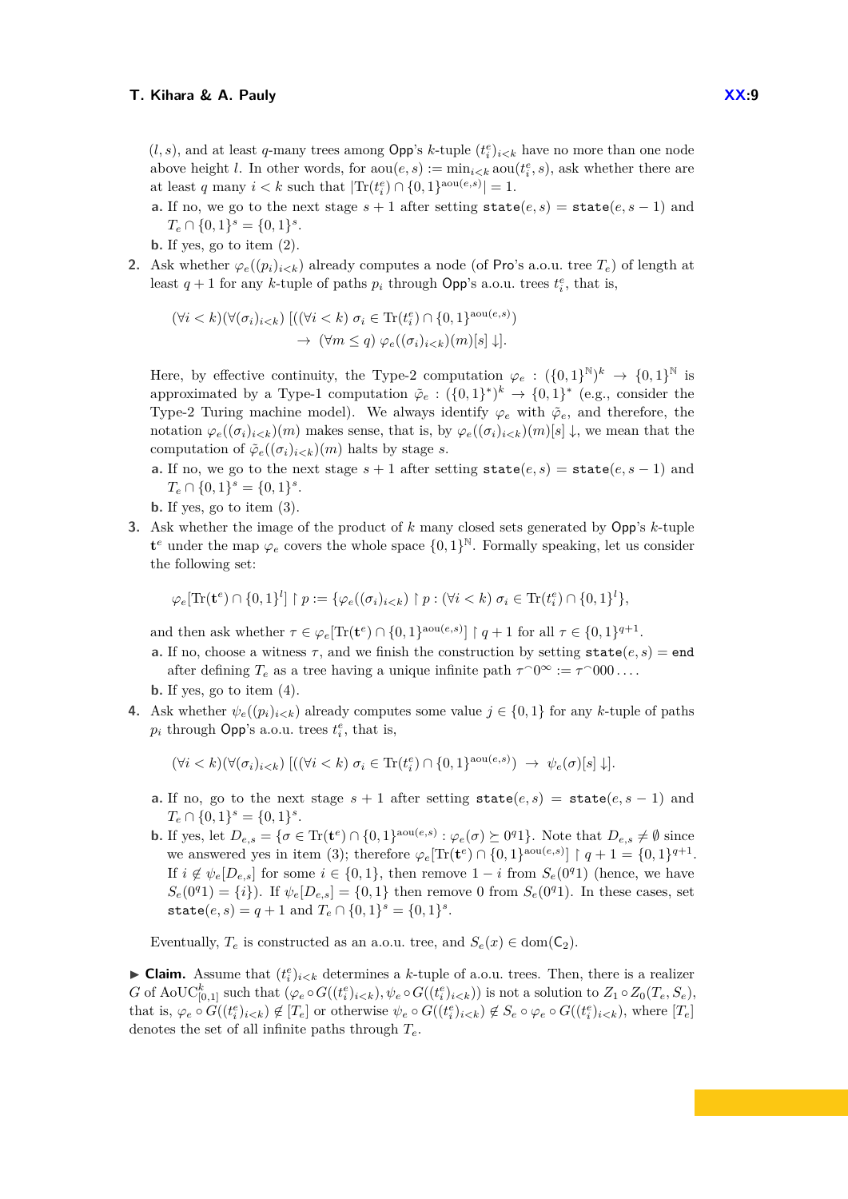$(l, s)$, and at least $q$-many trees among Opp's $k$-tuple $(t_i^e)_{i<k}$ have no more than one node above height $l$. In other words, for $\mathrm{aou}(e,s) := \min_{i<k} \mathrm{aou}(t_i^e, s)$, ask whether there are at least $q$ many $i < k$ such that $|\mathrm{Tr}(t_i^e) \cap \{0,1\}^{\mathrm{aou}(e,s)}| = 1$.

**a.** If no, we go to the next stage $s+1$ after setting $\mathtt{state}(e,s) = \mathtt{state}(e,s-1)$ and $T_e \cap \{0,1\}^s = \{0,1\}^s$.

**b.** If yes, go to item (2).

**2.** Ask whether $\varphi_e((p_i)_{i<k})$ already computes a node (of Pro's a.o.u. tree $T_e$) of length at least $q+1$ for any $k$-tuple of paths $p_i$ through Opp's a.o.u. trees $t_i^e$, that is,

$$(\forall i < k)(\forall (\sigma_i)_{i<k}) \; [((\forall i < k) \; \sigma_i \in \mathrm{Tr}(t_i^e) \cap \{0,1\}^{\mathrm{aou}(e,s)}) \\ \rightarrow \; (\forall m \leq q) \; \varphi_e((\sigma_i)_{i<k})(m)[s] \downarrow].$$

Here, by effective continuity, the Type-2 computation $\varphi_e : (\{0,1\}^{\mathbb{N}})^k \rightarrow \{0,1\}^{\mathbb{N}}$ is approximated by a Type-1 computation $\tilde{\varphi}_e : (\{0,1\}^*)^k \rightarrow \{0,1\}^*$ (e.g., consider the Type-2 Turing machine model). We always identify $\varphi_e$ with $\tilde{\varphi}_e$, and therefore, the notation $\varphi_e((\sigma_i)_{i<k})(m)$ makes sense, that is, by $\varphi_e((\sigma_i)_{i<k})(m)[s] \downarrow$, we mean that the computation of $\tilde{\varphi}_e((\sigma_i)_{i<k})(m)$ halts by stage $s$.

**a.** If no, we go to the next stage $s+1$ after setting $\mathtt{state}(e,s) = \mathtt{state}(e,s-1)$ and $T_e \cap \{0,1\}^s = \{0,1\}^s$.

**b.** If yes, go to item (3).

**3.** Ask whether the image of the product of $k$ many closed sets generated by Opp's $k$-tuple $\mathbf{t}^e$ under the map $\varphi_e$ covers the whole space $\{0,1\}^{\mathbb{N}}$. Formally speaking, let us consider the following set:

$$\varphi_e[\mathrm{Tr}(\mathbf{t}^e) \cap \{0,1\}^l] \upharpoonright p := \{\varphi_e((\sigma_i)_{i<k}) \upharpoonright p : (\forall i < k) \; \sigma_i \in \mathrm{Tr}(t_i^e) \cap \{0,1\}^l\},$$

and then ask whether $\tau \in \varphi_e[\mathrm{Tr}(\mathbf{t}^e) \cap \{0,1\}^{\mathrm{aou}(e,s)}] \upharpoonright q+1$ for all $\tau \in \{0,1\}^{q+1}$.

**a.** If no, choose a witness $\tau$, and we finish the construction by setting $\mathtt{state}(e,s) = \mathtt{end}$ after defining $T_e$ as a tree having a unique infinite path $\tau^\frown 0^\infty := \tau^\frown 000\dots$.

**b.** If yes, go to item (4).

**4.** Ask whether $\psi_e((p_i)_{i<k})$ already computes some value $j \in \{0,1\}$ for any $k$-tuple of paths $p_i$ through Opp's a.o.u. trees $t_i^e$, that is,

$$(\forall i < k)(\forall (\sigma_i)_{i<k}) \; [((\forall i < k) \; \sigma_i \in \mathrm{Tr}(t_i^e) \cap \{0,1\}^{\mathrm{aou}(e,s)}) \; \rightarrow \; \psi_e(\sigma)[s] \downarrow].$$

**a.** If no, go to the next stage $s+1$ after setting $\mathtt{state}(e,s) = \mathtt{state}(e,s-1)$ and $T_e \cap \{0,1\}^s = \{0,1\}^s$.

**b.** If yes, let $D_{e,s} = \{\sigma \in \mathrm{Tr}(\mathbf{t}^e) \cap \{0,1\}^{\mathrm{aou}(e,s)} : \varphi_e(\sigma) \succeq 0^q 1\}$. Note that $D_{e,s} \neq \emptyset$ since we answered yes in item (3); therefore $\varphi_e[\mathrm{Tr}(\mathbf{t}^e) \cap \{0,1\}^{\mathrm{aou}(e,s)}] \upharpoonright q+1 = \{0,1\}^{q+1}$. If $i \notin \psi_e[D_{e,s}]$ for some $i \in \{0,1\}$, then remove $1-i$ from $S_e(0^q 1)$ (hence, we have $S_e(0^q 1) = \{i\}$). If $\psi_e[D_{e,s}] = \{0,1\}$ then remove 0 from $S_e(0^q 1)$. In these cases, set $\mathtt{state}(e,s) = q+1$ and $T_e \cap \{0,1\}^s = \{0,1\}^s$.

Eventually, $T_e$ is constructed as an a.o.u. tree, and $S_e(x) \in \mathrm{dom}(\mathsf{C}_2)$.

▶ **Claim.** Assume that $(t_i^e)_{i<k}$ determines a $k$-tuple of a.o.u. trees. Then, there is a realizer $G$ of $\mathrm{AoUC}_{[0,1]}^k$ such that $(\varphi_e \circ G((t_i^e)_{i<k}), \psi_e \circ G((t_i^e)_{i<k}))$ is not a solution to $Z_1 \circ Z_0(T_e, S_e)$, that is, $\varphi_e \circ G((t_i^e)_{i<k}) \notin [T_e]$ or otherwise $\psi_e \circ G((t_i^e)_{i<k}) \notin S_e \circ \varphi_e \circ G((t_i^e)_{i<k})$, where $[T_e]$ denotes the set of all infinite paths through $T_e$.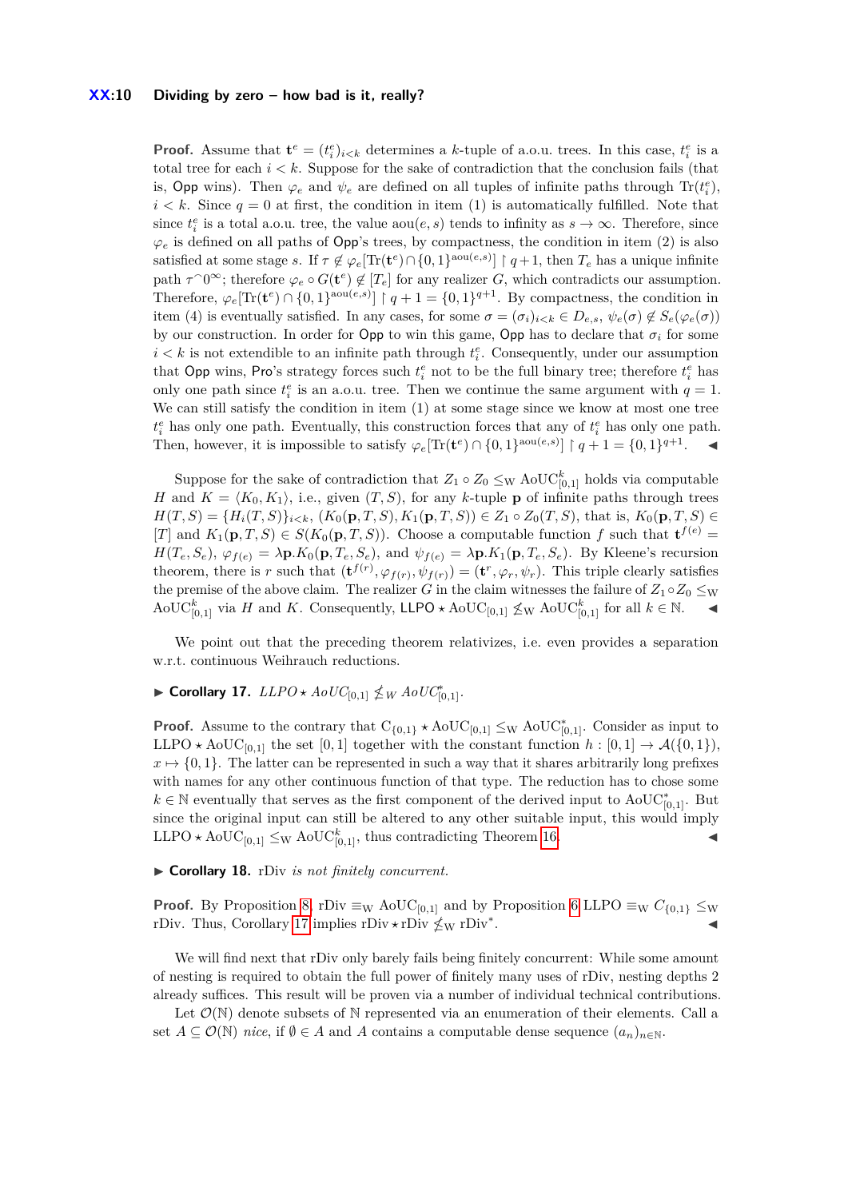**Proof.** Assume that $\mathbf{t}^e = (t^e_i)_{i<k}$ determines a $k$-tuple of a.o.u. trees. In this case, $t^e_i$ is a total tree for each $i < k$. Suppose for the sake of contradiction that the conclusion fails (that is, Opp wins). Then $\varphi_e$ and $\psi_e$ are defined on all tuples of infinite paths through $\mathrm{Tr}(t^e_i)$, $i < k$. Since $q = 0$ at first, the condition in item (1) is automatically fulfilled. Note that since $t^e_i$ is a total a.o.u. tree, the value $\mathrm{aou}(e, s)$ tends to infinity as $s \to \infty$. Therefore, since $\varphi_e$ is defined on all paths of Opp's trees, by compactness, the condition in item (2) is also satisfied at some stage $s$. If $\tau \notin \varphi_e[\mathrm{Tr}(\mathbf{t}^e) \cap \{0,1\}^{\mathrm{aou}(e,s)}] \upharpoonright q+1$, then $T_e$ has a unique infinite path $\tau^\frown 0^\infty$; therefore $\varphi_e \circ G(\mathbf{t}^e) \notin [T_e]$ for any realizer $G$, which contradicts our assumption. Therefore, $\varphi_e[\mathrm{Tr}(\mathbf{t}^e) \cap \{0,1\}^{\mathrm{aou}(e,s)}] \upharpoonright q+1 = \{0,1\}^{q+1}$. By compactness, the condition in item (4) is eventually satisfied. In any cases, for some $\sigma = (\sigma_i)_{i<k} \in D_{e,s}$, $\psi_e(\sigma) \notin S_e(\varphi_e(\sigma))$ by our construction. In order for Opp to win this game, Opp has to declare that $\sigma_i$ for some $i < k$ is not extendible to an infinite path through $t^e_i$. Consequently, under our assumption that Opp wins, Pro's strategy forces such $t^e_i$ not to be the full binary tree; therefore $t^e_i$ has only one path since $t^e_i$ is an a.o.u. tree. Then we continue the same argument with $q = 1$. We can still satisfy the condition in item (1) at some stage since we know at most one tree $t^e_i$ has only one path. Eventually, this construction forces that any of $t^e_i$ has only one path. Then, however, it is impossible to satisfy $\varphi_e[\mathrm{Tr}(\mathbf{t}^e) \cap \{0,1\}^{\mathrm{aou}(e,s)}] \upharpoonright q+1 = \{0,1\}^{q+1}$. ◀

Suppose for the sake of contradiction that $Z_1 \circ Z_0 \leq_{\mathrm{W}} \mathrm{AoUC}^k_{[0,1]}$ holds via computable $H$ and $K = \langle K_0, K_1 \rangle$, i.e., given $(T, S)$, for any $k$-tuple $\mathbf{p}$ of infinite paths through trees $H(T, S) = \{H_i(T, S)\}_{i<k}$, $(K_0(\mathbf{p}, T, S), K_1(\mathbf{p}, T, S)) \in Z_1 \circ Z_0(T, S)$, that is, $K_0(\mathbf{p}, T, S) \in [T]$ and $K_1(\mathbf{p}, T, S) \in S(K_0(\mathbf{p}, T, S))$. Choose a computable function $f$ such that $\mathbf{t}^{f(e)} = H(T_e, S_e)$, $\varphi_{f(e)} = \lambda\mathbf{p}.K_0(\mathbf{p}, T_e, S_e)$, and $\psi_{f(e)} = \lambda\mathbf{p}.K_1(\mathbf{p}, T_e, S_e)$. By Kleene's recursion theorem, there is $r$ such that $(\mathbf{t}^{f(r)}, \varphi_{f(r)}, \psi_{f(r)}) = (\mathbf{t}^r, \varphi_r, \psi_r)$. This triple clearly satisfies the premise of the above claim. The realizer $G$ in the claim witnesses the failure of $Z_1 \circ Z_0 \leq_{\mathrm{W}} \mathrm{AoUC}^k_{[0,1]}$ via $H$ and $K$. Consequently, $\mathsf{LLPO} \star \mathrm{AoUC}_{[0,1]} \not\leq_{\mathrm{W}} \mathrm{AoUC}^k_{[0,1]}$ for all $k \in \mathbb{N}$. ◀

We point out that the preceding theorem relativizes, i.e. even provides a separation w.r.t. continuous Weihrauch reductions.

▶ **Corollary 17.** *$LLPO \star AoUC_{[0,1]} \not\leq_W AoUC^*_{[0,1]}$.*

**Proof.** Assume to the contrary that $\mathrm{C}_{\{0,1\}} \star \mathrm{AoUC}_{[0,1]} \leq_{\mathrm{W}} \mathrm{AoUC}^*_{[0,1]}$. Consider as input to $\mathsf{LLPO} \star \mathrm{AoUC}_{[0,1]}$ the set $[0,1]$ together with the constant function $h : [0,1] \to \mathcal{A}(\{0,1\})$, $x \mapsto \{0,1\}$. The latter can be represented in such a way that it shares arbitrarily long prefixes with names for any other continuous function of that type. The reduction has to chose some $k \in \mathbb{N}$ eventually that serves as the first component of the derived input to $\mathrm{AoUC}^*_{[0,1]}$. But since the original input can still be altered to any other suitable input, this would imply $\mathsf{LLPO} \star \mathrm{AoUC}_{[0,1]} \leq_{\mathrm{W}} \mathrm{AoUC}^k_{[0,1]}$, thus contradicting Theorem 16. ◀

▶ **Corollary 18.** rDiv *is not finitely concurrent.*

**Proof.** By Proposition 8, $\mathrm{rDiv} \equiv_{\mathrm{W}} \mathrm{AoUC}_{[0,1]}$ and by Proposition 6 $\mathsf{LLPO} \equiv_{\mathrm{W}} C_{\{0,1\}} \leq_{\mathrm{W}} \mathrm{rDiv}$. Thus, Corollary 17 implies $\mathrm{rDiv} \star \mathrm{rDiv} \not\leq_{\mathrm{W}} \mathrm{rDiv}^*$. ◀

We will find next that rDiv only barely fails being finitely concurrent: While some amount of nesting is required to obtain the full power of finitely many uses of rDiv, nesting depths 2 already suffices. This result will be proven via a number of individual technical contributions.

Let $\mathcal{O}(\mathbb{N})$ denote subsets of $\mathbb{N}$ represented via an enumeration of their elements. Call a set $A \subseteq \mathcal{O}(\mathbb{N})$ *nice*, if $\emptyset \in A$ and $A$ contains a computable dense sequence $(a_n)_{n\in\mathbb{N}}$.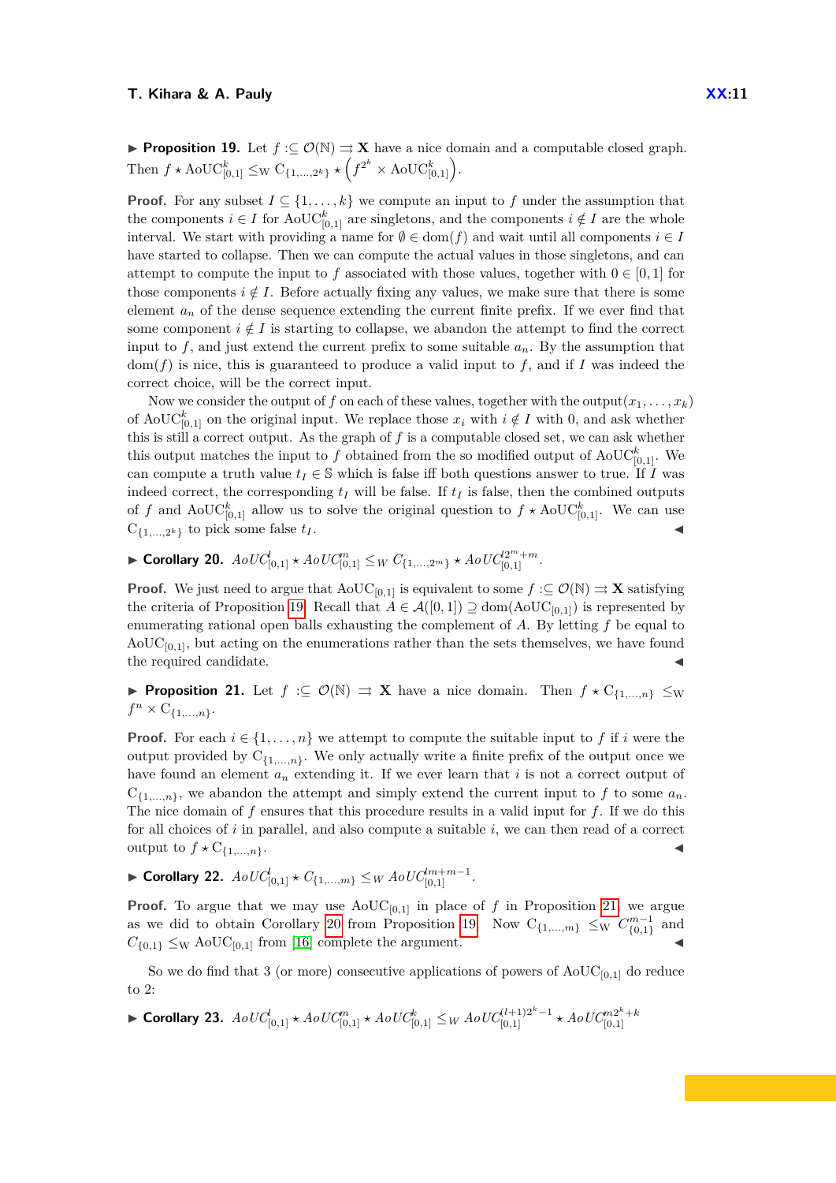▶ **Proposition 19.** Let $f :\subseteq \mathcal{O}(\mathbb{N}) \rightrightarrows \mathbf{X}$ have a nice domain and a computable closed graph. Then $f \star \mathrm{AoUC}_{[0,1]}^k \leq_{\mathrm{W}} \mathrm{C}_{\{1,\ldots,2^k\}} \star \left(f^{2^k} \times \mathrm{AoUC}_{[0,1]}^k\right)$.

**Proof.** For any subset $I \subseteq \{1,\ldots,k\}$ we compute an input to $f$ under the assumption that the components $i \in I$ for $\mathrm{AoUC}_{[0,1]}^k$ are singletons, and the components $i \notin I$ are the whole interval. We start with providing a name for $\emptyset \in \mathrm{dom}(f)$ and wait until all components $i \in I$ have started to collapse. Then we can compute the actual values in those singletons, and can attempt to compute the input to $f$ associated with those values, together with $0 \in [0,1]$ for those components $i \notin I$. Before actually fixing any values, we make sure that there is some element $a_n$ of the dense sequence extending the current finite prefix. If we ever find that some component $i \notin I$ is starting to collapse, we abandon the attempt to find the correct input to $f$, and just extend the current prefix to some suitable $a_n$. By the assumption that $\mathrm{dom}(f)$ is nice, this is guaranteed to produce a valid input to $f$, and if $I$ was indeed the correct choice, will be the correct input.

Now we consider the output of $f$ on each of these values, together with the output$(x_1,\ldots,x_k)$ of $\mathrm{AoUC}_{[0,1]}^k$ on the original input. We replace those $x_i$ with $i \notin I$ with $0$, and ask whether this is still a correct output. As the graph of $f$ is a computable closed set, we can ask whether this output matches the input to $f$ obtained from the so modified output of $\mathrm{AoUC}_{[0,1]}^k$. We can compute a truth value $t_I \in \mathbb{S}$ which is false iff both questions answer to true. If $I$ was indeed correct, the corresponding $t_I$ will be false. If $t_I$ is false, then the combined outputs of $f$ and $\mathrm{AoUC}_{[0,1]}^k$ allow us to solve the original question to $f \star \mathrm{AoUC}_{[0,1]}^k$. We can use $\mathrm{C}_{\{1,\ldots,2^k\}}$ to pick some false $t_I$. ◀

▶ **Corollary 20.** $\mathit{AoUC}_{[0,1]}^l \star \mathit{AoUC}_{[0,1]}^m \leq_W C_{\{1,\ldots,2^m\}} \star \mathit{AoUC}_{[0,1]}^{l2^m+m}$.

**Proof.** We just need to argue that $\mathrm{AoUC}_{[0,1]}$ is equivalent to some $f :\subseteq \mathcal{O}(\mathbb{N}) \rightrightarrows \mathbf{X}$ satisfying the criteria of Proposition 19. Recall that $A \in \mathcal{A}([0,1]) \supseteq \mathrm{dom}(\mathrm{AoUC}_{[0,1]})$ is represented by enumerating rational open balls exhausting the complement of $A$. By letting $f$ be equal to $\mathrm{AoUC}_{[0,1]}$, but acting on the enumerations rather than the sets themselves, we have found the required candidate. ◀

▶ **Proposition 21.** Let $f :\subseteq \mathcal{O}(\mathbb{N}) \rightrightarrows \mathbf{X}$ have a nice domain. Then $f \star \mathrm{C}_{\{1,\ldots,n\}} \leq_{\mathrm{W}} f^n \times \mathrm{C}_{\{1,\ldots,n\}}$.

**Proof.** For each $i \in \{1,\ldots,n\}$ we attempt to compute the suitable input to $f$ if $i$ were the output provided by $\mathrm{C}_{\{1,\ldots,n\}}$. We only actually write a finite prefix of the output once we have found an element $a_n$ extending it. If we ever learn that $i$ is not a correct output of $\mathrm{C}_{\{1,\ldots,n\}}$, we abandon the attempt and simply extend the current input to $f$ to some $a_n$. The nice domain of $f$ ensures that this procedure results in a valid input for $f$. If we do this for all choices of $i$ in parallel, and also compute a suitable $i$, we can then read of a correct output to $f \star \mathrm{C}_{\{1,\ldots,n\}}$. ◀

▶ **Corollary 22.** $\mathit{AoUC}_{[0,1]}^l \star C_{\{1,\ldots,m\}} \leq_W \mathit{AoUC}_{[0,1]}^{lm+m-1}$.

**Proof.** To argue that we may use $\mathrm{AoUC}_{[0,1]}$ in place of $f$ in Proposition 21, we argue as we did to obtain Corollary 20 from Proposition 19. Now $\mathrm{C}_{\{1,\ldots,m\}} \leq_{\mathrm{W}} C_{\{0,1\}}^{m-1}$ and $C_{\{0,1\}} \leq_{\mathrm{W}} \mathrm{AoUC}_{[0,1]}$ from [16] complete the argument. ◀

So we do find that 3 (or more) consecutive applications of powers of $\mathrm{AoUC}_{[0,1]}$ do reduce to 2:

▶ **Corollary 23.** $\mathit{AoUC}_{[0,1]}^l \star \mathit{AoUC}_{[0,1]}^m \star \mathit{AoUC}_{[0,1]}^k \leq_W \mathit{AoUC}_{[0,1]}^{(l+1)2^k-1} \star \mathit{AoUC}_{[0,1]}^{m2^k+k}$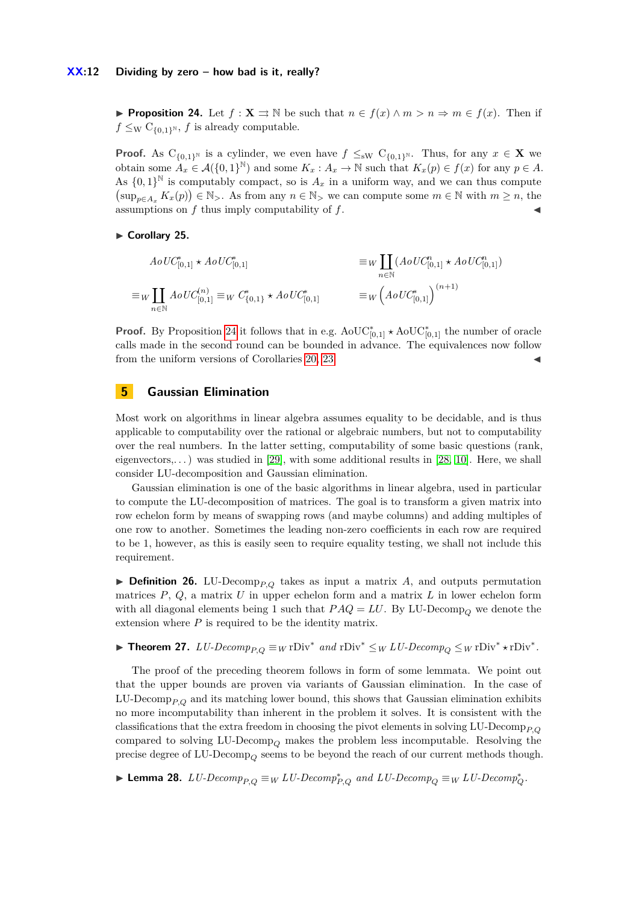▶ **Proposition 24.** Let $f : \mathbf{X} \rightrightarrows \mathbb{N}$ be such that $n \in f(x) \wedge m > n \Rightarrow m \in f(x)$. Then if $f \leq_{\mathrm{W}} \mathrm{C}_{\{0,1\}^\mathbb{N}}$, $f$ is already computable.

**Proof.** As $\mathrm{C}_{\{0,1\}^\mathbb{N}}$ is a cylinder, we even have $f \leq_{\mathrm{sW}} \mathrm{C}_{\{0,1\}^\mathbb{N}}$. Thus, for any $x \in \mathbf{X}$ we obtain some $A_x \in \mathcal{A}(\{0,1\}^\mathbb{N})$ and some $K_x : A_x \to \mathbb{N}$ such that $K_x(p) \in f(x)$ for any $p \in A$. As $\{0,1\}^\mathbb{N}$ is computably compact, so is $A_x$ in a uniform way, and we can thus compute $\left(\sup_{p \in A_x} K_x(p)\right) \in \mathbb{N}_>$. As from any $n \in \mathbb{N}_>$ we can compute some $m \in \mathbb{N}$ with $m \geq n$, the assumptions on $f$ thus imply computability of $f$. ◀

▶ **Corollary 25.**

$$
\begin{aligned}
AoUC^*_{[0,1]} \star AoUC^*_{[0,1]} \quad & \equiv_W \coprod_{n \in \mathbb{N}} (AoUC^n_{[0,1]} \star AoUC^n_{[0,1]}) \\
\equiv_W \coprod_{n \in \mathbb{N}} AoUC^{(n)}_{[0,1]} \equiv_W C^*_{\{0,1\}} \star AoUC^*_{[0,1]} \quad & \equiv_W \left(AoUC^*_{[0,1]}\right)^{(n+1)}
\end{aligned}
$$

**Proof.** By Proposition 24 it follows that in e.g. $\mathrm{AoUC}^*_{[0,1]} \star \mathrm{AoUC}^*_{[0,1]}$ the number of oracle calls made in the second round can be bounded in advance. The equivalences now follow from the uniform versions of Corollaries 20, 23. ◀

## 5 Gaussian Elimination

Most work on algorithms in linear algebra assumes equality to be decidable, and is thus applicable to computability over the rational or algebraic numbers, but not to computability over the real numbers. In the latter setting, computability of some basic questions (rank, eigenvectors,...) was studied in [29], with some additional results in [28, 10]. Here, we shall consider LU-decomposition and Gaussian elimination.

Gaussian elimination is one of the basic algorithms in linear algebra, used in particular to compute the LU-decomposition of matrices. The goal is to transform a given matrix into row echelon form by means of swapping rows (and maybe columns) and adding multiples of one row to another. Sometimes the leading non-zero coefficients in each row are required to be 1, however, as this is easily seen to require equality testing, we shall not include this requirement.

▶ **Definition 26.** $\mathrm{LU\text{-}Decomp}_{P,Q}$ takes as input a matrix $A$, and outputs permutation matrices $P$, $Q$, a matrix $U$ in upper echelon form and a matrix $L$ in lower echelon form with all diagonal elements being 1 such that $PAQ = LU$. By $\mathrm{LU\text{-}Decomp}_Q$ we denote the extension where $P$ is required to be the identity matrix.

▶ **Theorem 27.** *$LU\text{-}Decomp_{P,Q} \equiv_W \mathrm{rDiv}^*$ and $\mathrm{rDiv}^* \leq_W LU\text{-}Decomp_Q \leq_W \mathrm{rDiv}^* \star \mathrm{rDiv}^*$.*

The proof of the preceding theorem follows in form of some lemmata. We point out that the upper bounds are proven via variants of Gaussian elimination. In the case of $\mathrm{LU\text{-}Decomp}_{P,Q}$ and its matching lower bound, this shows that Gaussian elimination exhibits no more incomputability than inherent in the problem it solves. It is consistent with the classifications that the extra freedom in choosing the pivot elements in solving $\mathrm{LU\text{-}Decomp}_{P,Q}$ compared to solving $\mathrm{LU\text{-}Decomp}_Q$ makes the problem less incomputable. Resolving the precise degree of $\mathrm{LU\text{-}Decomp}_Q$ seems to be beyond the reach of our current methods though.

▶ **Lemma 28.** *$LU\text{-}Decomp_{P,Q} \equiv_W LU\text{-}Decomp^*_{P,Q}$ and $LU\text{-}Decomp_Q \equiv_W LU\text{-}Decomp^*_Q$.*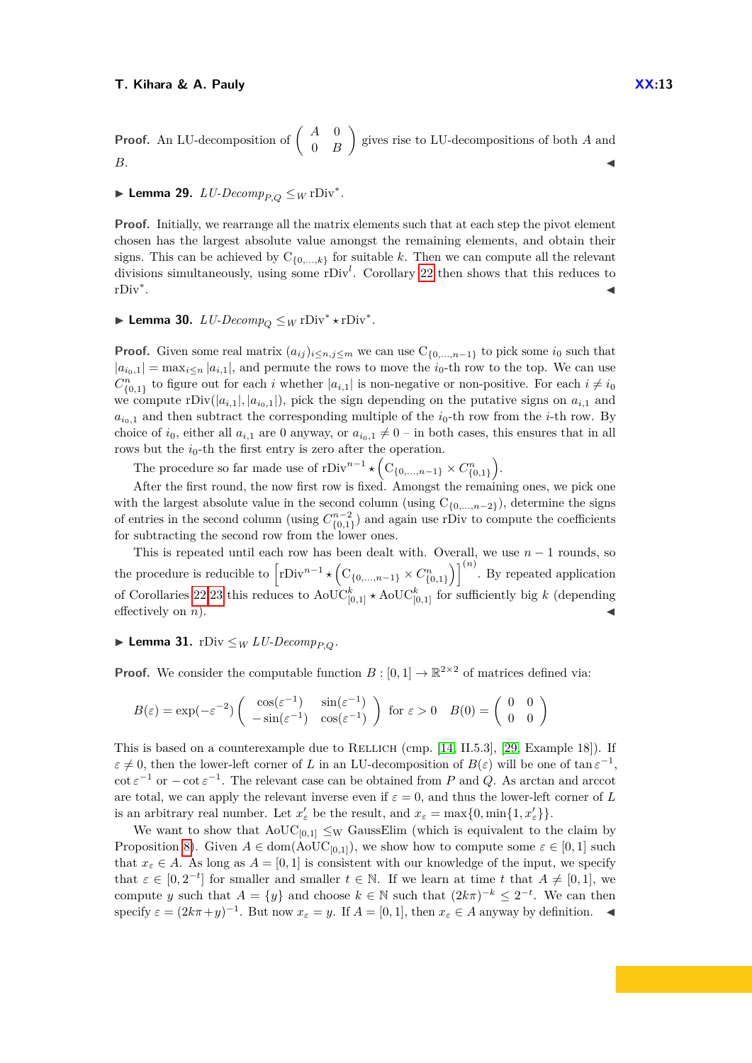**Proof.** An LU-decomposition of $\begin{pmatrix} A & 0 \\ 0 & B \end{pmatrix}$ gives rise to LU-decompositions of both $A$ and $B$. ◀

▶ **Lemma 29.** $\textit{LU-Decomp}_{P,Q} \leq_W \mathrm{rDiv}^*$.

**Proof.** Initially, we rearrange all the matrix elements such that at each step the pivot element chosen has the largest absolute value amongst the remaining elements, and obtain their signs. This can be achieved by $\mathrm{C}_{\{0,\ldots,k\}}$ for suitable $k$. Then we can compute all the relevant divisions simultaneously, using some $\mathrm{rDiv}^l$. Corollary 22 then shows that this reduces to $\mathrm{rDiv}^*$. ◀

▶ **Lemma 30.** $\textit{LU-Decomp}_{Q} \leq_W \mathrm{rDiv}^* \star \mathrm{rDiv}^*$.

**Proof.** Given some real matrix $(a_{ij})_{i\leq n, j\leq m}$ we can use $\mathrm{C}_{\{0,\ldots,n-1\}}$ to pick some $i_0$ such that $|a_{i_0,1}| = \max_{i\leq n} |a_{i,1}|$, and permute the rows to move the $i_0$-th row to the top. We can use $C^n_{\{0,1\}}$ to figure out for each $i$ whether $|a_{i,1}|$ is non-negative or non-positive. For each $i \neq i_0$ we compute $\mathrm{rDiv}(|a_{i,1}|, |a_{i_0,1}|)$, pick the sign depending on the putative signs on $a_{i,1}$ and $a_{i_0,1}$ and then subtract the corresponding multiple of the $i_0$-th row from the $i$-th row. By choice of $i_0$, either all $a_{i,1}$ are 0 anyway, or $a_{i_0,1} \neq 0$ – in both cases, this ensures that in all rows but the $i_0$-th the first entry is zero after the operation.

The procedure so far made use of $\mathrm{rDiv}^{n-1} \star \left(\mathrm{C}_{\{0,\ldots,n-1\}} \times C^n_{\{0,1\}}\right)$.

After the first round, the now first row is fixed. Amongst the remaining ones, we pick one with the largest absolute value in the second column (using $\mathrm{C}_{\{0,\ldots,n-2\}}$), determine the signs of entries in the second column (using $C^{n-2}_{\{0,1\}}$) and again use rDiv to compute the coefficients for subtracting the second row from the lower ones.

This is repeated until each row has been dealt with. Overall, we use $n-1$ rounds, so the procedure is reducible to $\left[\mathrm{rDiv}^{n-1} \star \left(\mathrm{C}_{\{0,\ldots,n-1\}} \times C^n_{\{0,1\}}\right)\right]^{(n)}$. By repeated application of Corollaries 22,23 this reduces to $\mathrm{AoUC}^k_{[0,1]} \star \mathrm{AoUC}^k_{[0,1]}$ for sufficiently big $k$ (depending effectively on $n$). ◀

▶ **Lemma 31.** $\mathrm{rDiv} \leq_W \textit{LU-Decomp}_{P,Q}$.

**Proof.** We consider the computable function $B : [0,1] \to \mathbb{R}^{2\times 2}$ of matrices defined via:

$$B(\varepsilon) = \exp(-\varepsilon^{-2}) \begin{pmatrix} \cos(\varepsilon^{-1}) & \sin(\varepsilon^{-1}) \\ -\sin(\varepsilon^{-1}) & \cos(\varepsilon^{-1}) \end{pmatrix} \text{ for } \varepsilon > 0 \quad B(0) = \begin{pmatrix} 0 & 0 \\ 0 & 0 \end{pmatrix}$$

This is based on a counterexample due to Rellich (cmp. [14, II.5.3], [29, Example 18]). If $\varepsilon \neq 0$, then the lower-left corner of $L$ in an LU-decomposition of $B(\varepsilon)$ will be one of $\tan \varepsilon^{-1}$, $\cot \varepsilon^{-1}$ or $-\cot \varepsilon^{-1}$. The relevant case can be obtained from $P$ and $Q$. As arctan and arccot are total, we can apply the relevant inverse even if $\varepsilon = 0$, and thus the lower-left corner of $L$ is an arbitrary real number. Let $x'_\varepsilon$ be the result, and $x_\varepsilon = \max\{0, \min\{1, x'_\varepsilon\}\}$.

We want to show that $\mathrm{AoUC}_{[0,1]} \leq_W \mathrm{GaussElim}$ (which is equivalent to the claim by Proposition 8). Given $A \in \mathrm{dom}(\mathrm{AoUC}_{[0,1]})$, we show how to compute some $\varepsilon \in [0,1]$ such that $x_\varepsilon \in A$. As long as $A = [0,1]$ is consistent with our knowledge of the input, we specify that $\varepsilon \in [0, 2^{-t}]$ for smaller and smaller $t \in \mathbb{N}$. If we learn at time $t$ that $A \neq [0,1]$, we compute $y$ such that $A = \{y\}$ and choose $k \in \mathbb{N}$ such that $(2k\pi)^{-k} \leq 2^{-t}$. We can then specify $\varepsilon = (2k\pi + y)^{-1}$. But now $x_\varepsilon = y$. If $A = [0,1]$, then $x_\varepsilon \in A$ anyway by definition. ◀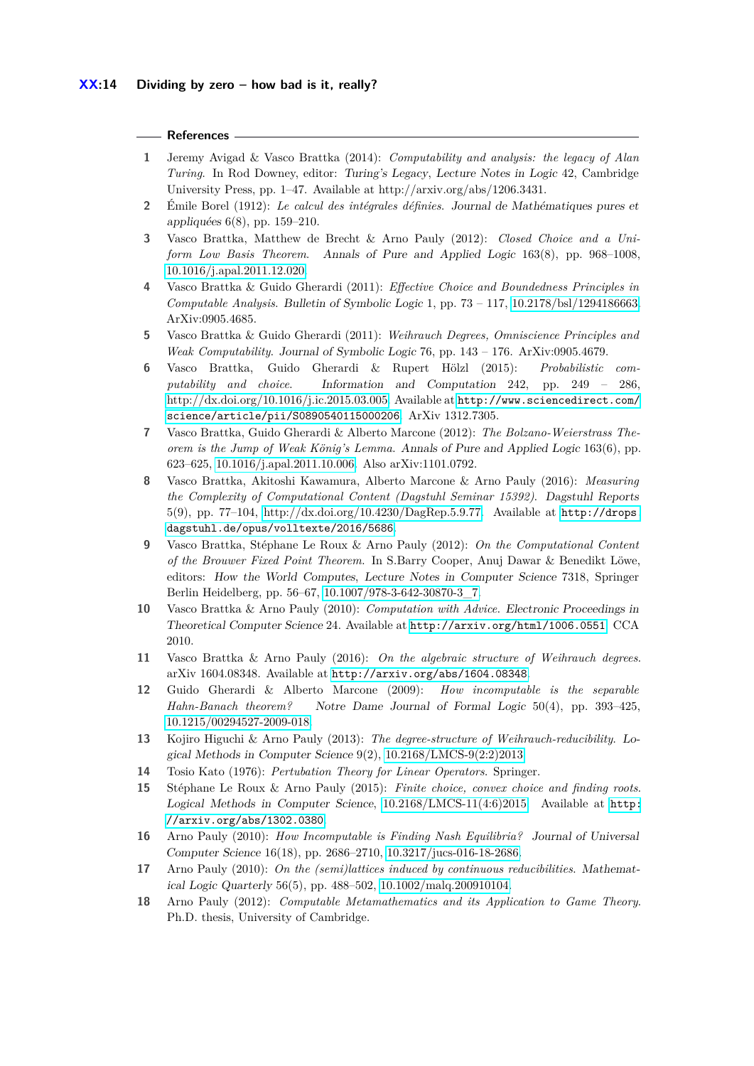## References

1. Jeremy Avigad & Vasco Brattka (2014): *Computability and analysis: the legacy of Alan Turing*. In Rod Downey, editor: *Turing's Legacy*, *Lecture Notes in Logic* 42, Cambridge University Press, pp. 1–47. Available at http://arxiv.org/abs/1206.3431.
2. Émile Borel (1912): *Le calcul des intégrales définies*. Journal de Mathématiques pures et appliquées 6(8), pp. 159–210.
3. Vasco Brattka, Matthew de Brecht & Arno Pauly (2012): *Closed Choice and a Uniform Low Basis Theorem*. Annals of Pure and Applied Logic 163(8), pp. 968–1008, 10.1016/j.apal.2011.12.020.
4. Vasco Brattka & Guido Gherardi (2011): *Effective Choice and Boundedness Principles in Computable Analysis*. Bulletin of Symbolic Logic 1, pp. 73 – 117, 10.2178/bsl/1294186663. ArXiv:0905.4685.
5. Vasco Brattka & Guido Gherardi (2011): *Weihrauch Degrees, Omniscience Principles and Weak Computability*. Journal of Symbolic Logic 76, pp. 143 – 176. ArXiv:0905.4679.
6. Vasco Brattka, Guido Gherardi & Rupert Hölzl (2015): *Probabilistic computability and choice*. Information and Computation 242, pp. 249 – 286, http://dx.doi.org/10.1016/j.ic.2015.03.005. Available at `http://www.sciencedirect.com/science/article/pii/S0890540115000206`. ArXiv 1312.7305.
7. Vasco Brattka, Guido Gherardi & Alberto Marcone (2012): *The Bolzano-Weierstrass Theorem is the Jump of Weak König's Lemma*. Annals of Pure and Applied Logic 163(6), pp. 623–625, 10.1016/j.apal.2011.10.006. Also arXiv:1101.0792.
8. Vasco Brattka, Akitoshi Kawamura, Alberto Marcone & Arno Pauly (2016): *Measuring the Complexity of Computational Content (Dagstuhl Seminar 15392)*. Dagstuhl Reports 5(9), pp. 77–104, http://dx.doi.org/10.4230/DagRep.5.9.77. Available at `http://drops.dagstuhl.de/opus/volltexte/2016/5686`.
9. Vasco Brattka, Stéphane Le Roux & Arno Pauly (2012): *On the Computational Content of the Brouwer Fixed Point Theorem*. In S.Barry Cooper, Anuj Dawar & Benedikt Löwe, editors: *How the World Computes*, *Lecture Notes in Computer Science* 7318, Springer Berlin Heidelberg, pp. 56–67, 10.1007/978-3-642-30870-3_7.
10. Vasco Brattka & Arno Pauly (2010): *Computation with Advice*. Electronic Proceedings in Theoretical Computer Science 24. Available at `http://arxiv.org/html/1006.0551`. CCA 2010.
11. Vasco Brattka & Arno Pauly (2016): *On the algebraic structure of Weihrauch degrees*. arXiv 1604.08348. Available at `http://arxiv.org/abs/1604.08348`.
12. Guido Gherardi & Alberto Marcone (2009): *How incomputable is the separable Hahn-Banach theorem?* Notre Dame Journal of Formal Logic 50(4), pp. 393–425, 10.1215/00294527-2009-018.
13. Kojiro Higuchi & Arno Pauly (2013): *The degree-structure of Weihrauch-reducibility*. Logical Methods in Computer Science 9(2), 10.2168/LMCS-9(2:2)2013.
14. Tosio Kato (1976): *Pertubation Theory for Linear Operators*. Springer.
15. Stéphane Le Roux & Arno Pauly (2015): *Finite choice, convex choice and finding roots*. Logical Methods in Computer Science, 10.2168/LMCS-11(4:6)2015. Available at `http://arxiv.org/abs/1302.0380`.
16. Arno Pauly (2010): *How Incomputable is Finding Nash Equilibria?* Journal of Universal Computer Science 16(18), pp. 2686–2710, 10.3217/jucs-016-18-2686.
17. Arno Pauly (2010): *On the (semi)lattices induced by continuous reducibilities*. Mathematical Logic Quarterly 56(5), pp. 488–502, 10.1002/malq.200910104.
18. Arno Pauly (2012): *Computable Metamathematics and its Application to Game Theory*. Ph.D. thesis, University of Cambridge.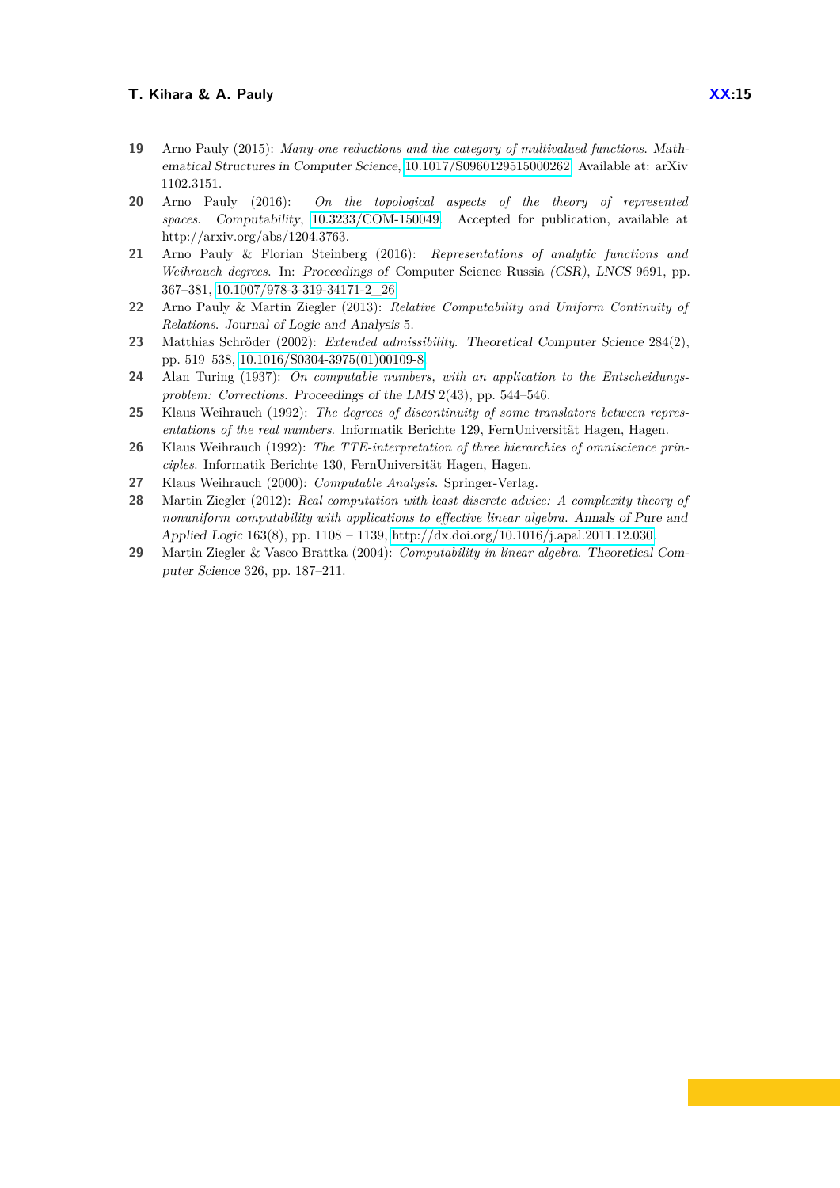19. Arno Pauly (2015): *Many-one reductions and the category of multivalued functions*. Mathematical Structures in Computer Science, 10.1017/S0960129515000262. Available at: arXiv 1102.3151.
20. Arno Pauly (2016): *On the topological aspects of the theory of represented spaces*. Computability, 10.3233/COM-150049. Accepted for publication, available at http://arxiv.org/abs/1204.3763.
21. Arno Pauly & Florian Steinberg (2016): *Representations of analytic functions and Weihrauch degrees*. In: Proceedings of Computer Science Russia (CSR), LNCS 9691, pp. 367–381, 10.1007/978-3-319-34171-2_26.
22. Arno Pauly & Martin Ziegler (2013): *Relative Computability and Uniform Continuity of Relations*. Journal of Logic and Analysis 5.
23. Matthias Schröder (2002): *Extended admissibility*. Theoretical Computer Science 284(2), pp. 519–538, 10.1016/S0304-3975(01)00109-8.
24. Alan Turing (1937): *On computable numbers, with an application to the Entscheidungsproblem: Corrections*. Proceedings of the LMS 2(43), pp. 544–546.
25. Klaus Weihrauch (1992): *The degrees of discontinuity of some translators between representations of the real numbers*. Informatik Berichte 129, FernUniversität Hagen, Hagen.
26. Klaus Weihrauch (1992): *The TTE-interpretation of three hierarchies of omniscience principles*. Informatik Berichte 130, FernUniversität Hagen, Hagen.
27. Klaus Weihrauch (2000): *Computable Analysis*. Springer-Verlag.
28. Martin Ziegler (2012): *Real computation with least discrete advice: A complexity theory of nonuniform computability with applications to effective linear algebra*. Annals of Pure and Applied Logic 163(8), pp. 1108 – 1139, http://dx.doi.org/10.1016/j.apal.2011.12.030.
29. Martin Ziegler & Vasco Brattka (2004): *Computability in linear algebra*. Theoretical Computer Science 326, pp. 187–211.